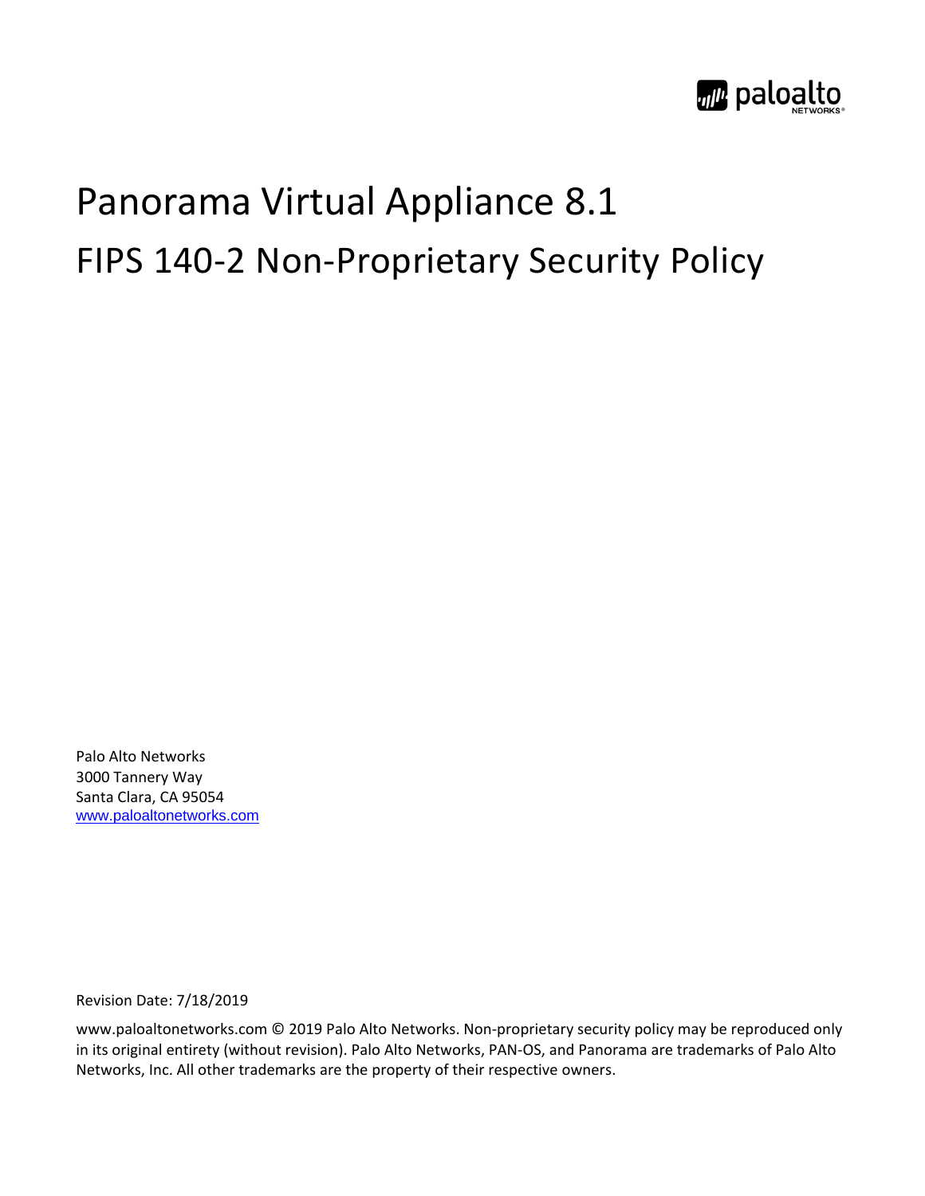# Panorama Virtual Appliance 8.1

# FIPS 140-2 Non-Proprietary Security Policy

Palo Alto Networks
3000 Tannery Way
Santa Clara, CA 95054
www.paloaltonetworks.com

Revision Date: 7/18/2019

www.paloaltonetworks.com © 2019 Palo Alto Networks. Non-proprietary security policy may be reproduced only in its original entirety (without revision). Palo Alto Networks, PAN-OS, and Panorama are trademarks of Palo Alto Networks, Inc. All other trademarks are the property of their respective owners.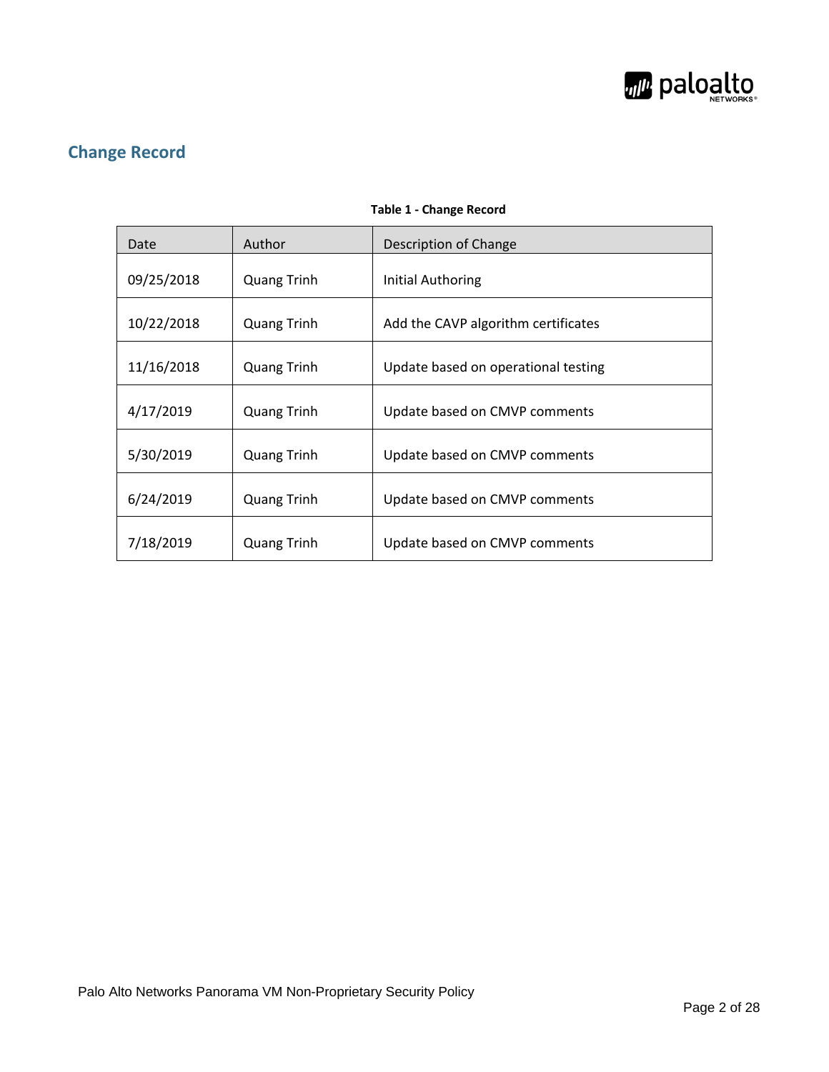## Change Record

**Table 1 - Change Record**

| Date | Author | Description of Change |
|---|---|---|
| 09/25/2018 | Quang Trinh | Initial Authoring |
| 10/22/2018 | Quang Trinh | Add the CAVP algorithm certificates |
| 11/16/2018 | Quang Trinh | Update based on operational testing |
| 4/17/2019 | Quang Trinh | Update based on CMVP comments |
| 5/30/2019 | Quang Trinh | Update based on CMVP comments |
| 6/24/2019 | Quang Trinh | Update based on CMVP comments |
| 7/18/2019 | Quang Trinh | Update based on CMVP comments |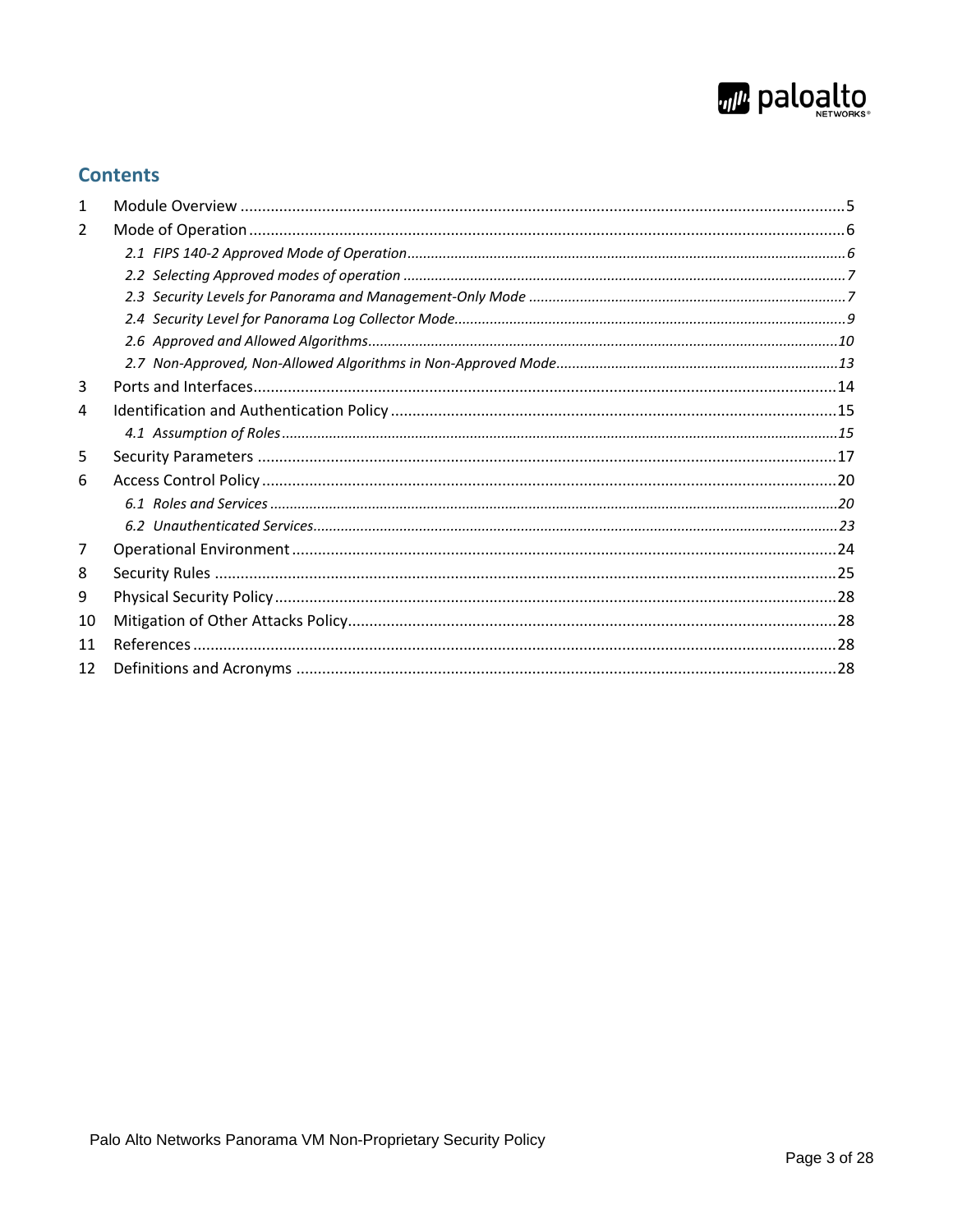## Contents

| | | |
|---|---|---|
| 1 | Module Overview | 5 |
| 2 | Mode of Operation | 6 |
| | *2.1 FIPS 140-2 Approved Mode of Operation* | *6* |
| | *2.2 Selecting Approved modes of operation* | *7* |
| | *2.3 Security Levels for Panorama and Management-Only Mode* | *7* |
| | *2.4 Security Level for Panorama Log Collector Mode* | *9* |
| | *2.6 Approved and Allowed Algorithms* | *10* |
| | *2.7 Non-Approved, Non-Allowed Algorithms in Non-Approved Mode* | *13* |
| 3 | Ports and Interfaces | 14 |
| 4 | Identification and Authentication Policy | 15 |
| | *4.1 Assumption of Roles* | *15* |
| 5 | Security Parameters | 17 |
| 6 | Access Control Policy | 20 |
| | *6.1 Roles and Services* | *20* |
| | *6.2 Unauthenticated Services* | *23* |
| 7 | Operational Environment | 24 |
| 8 | Security Rules | 25 |
| 9 | Physical Security Policy | 28 |
| 10 | Mitigation of Other Attacks Policy | 28 |
| 11 | References | 28 |
| 12 | Definitions and Acronyms | 28 |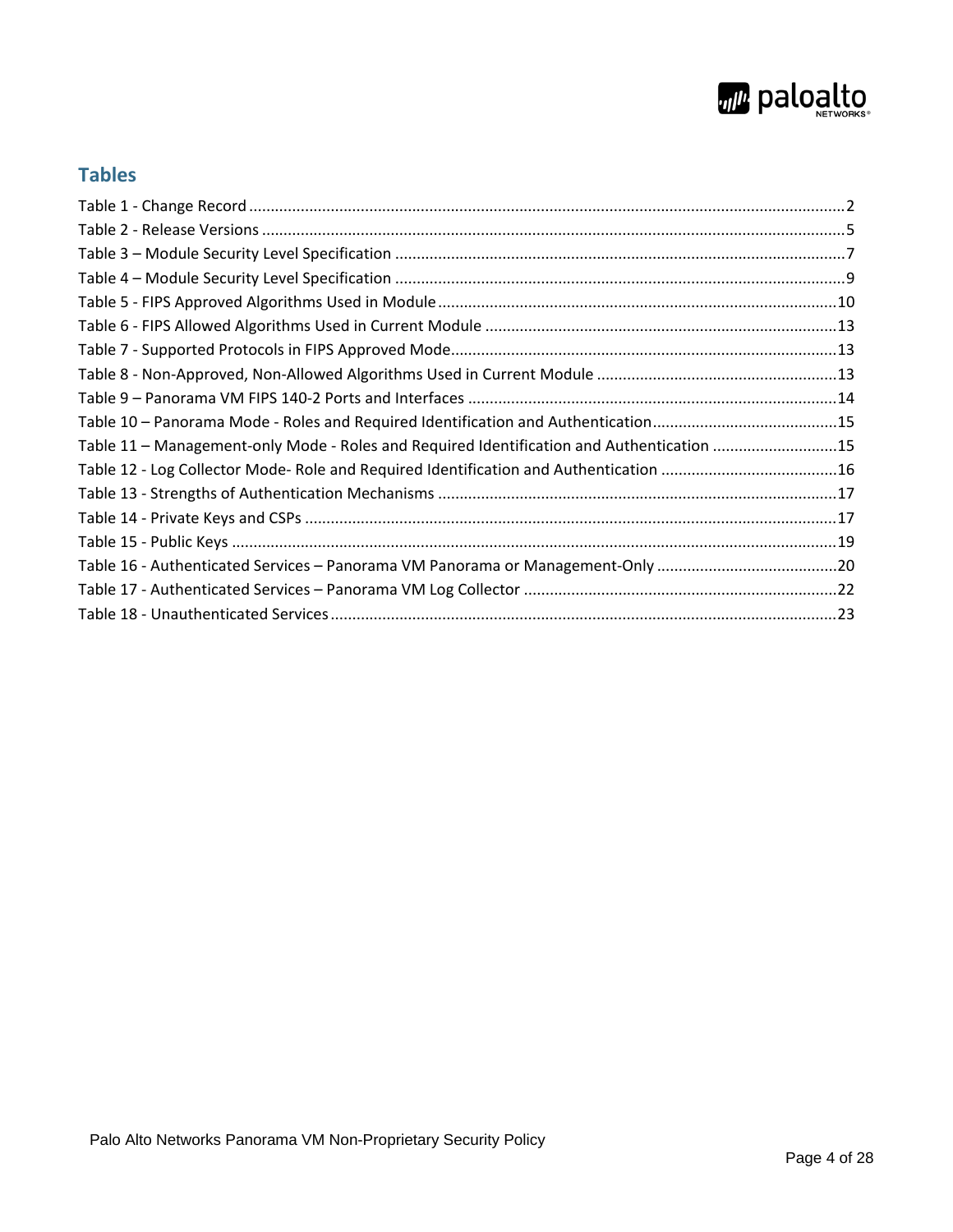## Tables

Table 1 - Change Record ........................................................................................................................................2
Table 2 - Release Versions .....................................................................................................................................5
Table 3 – Module Security Level Specification .......................................................................................................7
Table 4 – Module Security Level Specification .......................................................................................................9
Table 5 - FIPS Approved Algorithms Used in Module ...........................................................................................10
Table 6 - FIPS Allowed Algorithms Used in Current Module .................................................................................13
Table 7 - Supported Protocols in FIPS Approved Mode.........................................................................................13
Table 8 - Non-Approved, Non-Allowed Algorithms Used in Current Module .......................................................13
Table 9 – Panorama VM FIPS 140-2 Ports and Interfaces .....................................................................................14
Table 10 – Panorama Mode - Roles and Required Identification and Authentication..........................................15
Table 11 – Management-only Mode - Roles and Required Identification and Authentication ............................15
Table 12 - Log Collector Mode- Role and Required Identification and Authentication ........................................16
Table 13 - Strengths of Authentication Mechanisms ............................................................................................17
Table 14 - Private Keys and CSPs ..........................................................................................................................17
Table 15 - Public Keys ...........................................................................................................................................19
Table 16 - Authenticated Services – Panorama VM Panorama or Management-Only ..........................................20
Table 17 - Authenticated Services – Panorama VM Log Collector ........................................................................22
Table 18 - Unauthenticated Services.....................................................................................................................23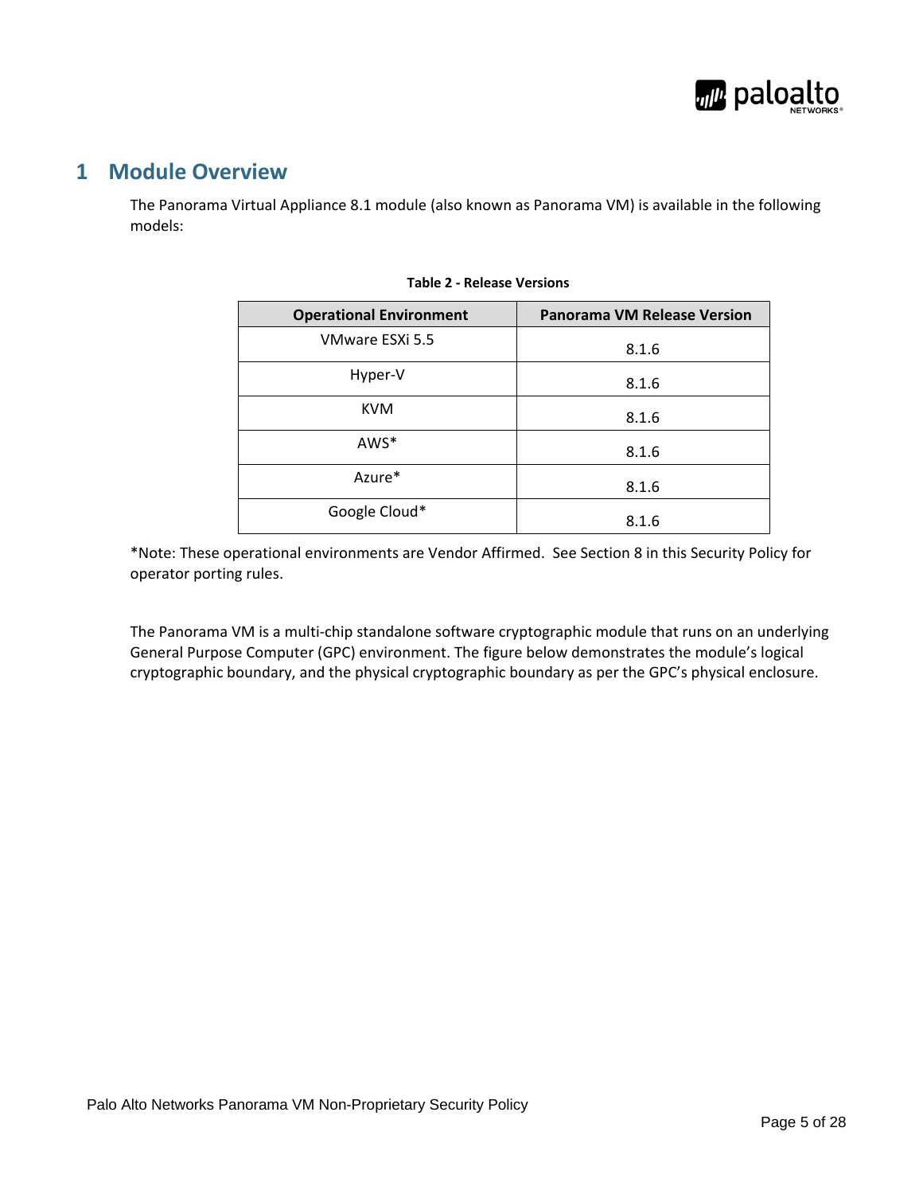# 1 Module Overview

The Panorama Virtual Appliance 8.1 module (also known as Panorama VM) is available in the following models:

**Table 2 - Release Versions**

| Operational Environment | Panorama VM Release Version |
| --- | --- |
| VMware ESXi 5.5 | 8.1.6 |
| Hyper-V | 8.1.6 |
| KVM | 8.1.6 |
| AWS* | 8.1.6 |
| Azure* | 8.1.6 |
| Google Cloud* | 8.1.6 |

*Note: These operational environments are Vendor Affirmed. See Section 8 in this Security Policy for operator porting rules.

The Panorama VM is a multi-chip standalone software cryptographic module that runs on an underlying General Purpose Computer (GPC) environment. The figure below demonstrates the module's logical cryptographic boundary, and the physical cryptographic boundary as per the GPC's physical enclosure.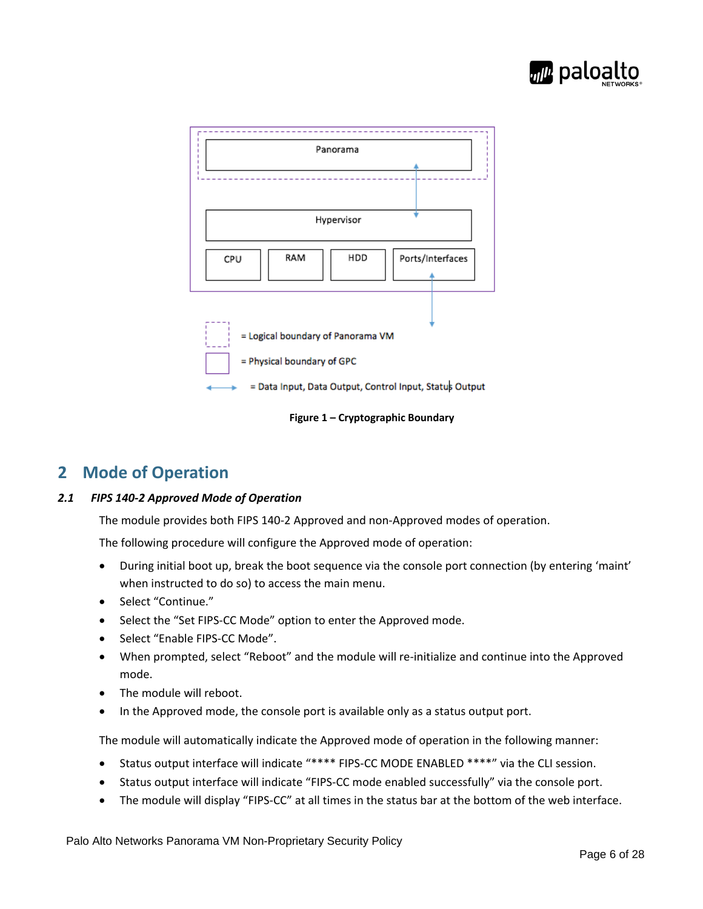Panorama

Hypervisor

CPU | RAM | HDD | Ports/Interfaces

= Logical boundary of Panorama VM

= Physical boundary of GPC

= Data Input, Data Output, Control Input, Status Output

**Figure 1 – Cryptographic Boundary**

# 2 Mode of Operation

### *2.1 FIPS 140-2 Approved Mode of Operation*

The module provides both FIPS 140-2 Approved and non-Approved modes of operation.

The following procedure will configure the Approved mode of operation:

- During initial boot up, break the boot sequence via the console port connection (by entering 'maint' when instructed to do so) to access the main menu.
- Select "Continue."
- Select the "Set FIPS-CC Mode" option to enter the Approved mode.
- Select "Enable FIPS-CC Mode".
- When prompted, select "Reboot" and the module will re-initialize and continue into the Approved mode.
- The module will reboot.
- In the Approved mode, the console port is available only as a status output port.

The module will automatically indicate the Approved mode of operation in the following manner:

- Status output interface will indicate "**** FIPS-CC MODE ENABLED ****" via the CLI session.
- Status output interface will indicate "FIPS-CC mode enabled successfully" via the console port.
- The module will display "FIPS-CC" at all times in the status bar at the bottom of the web interface.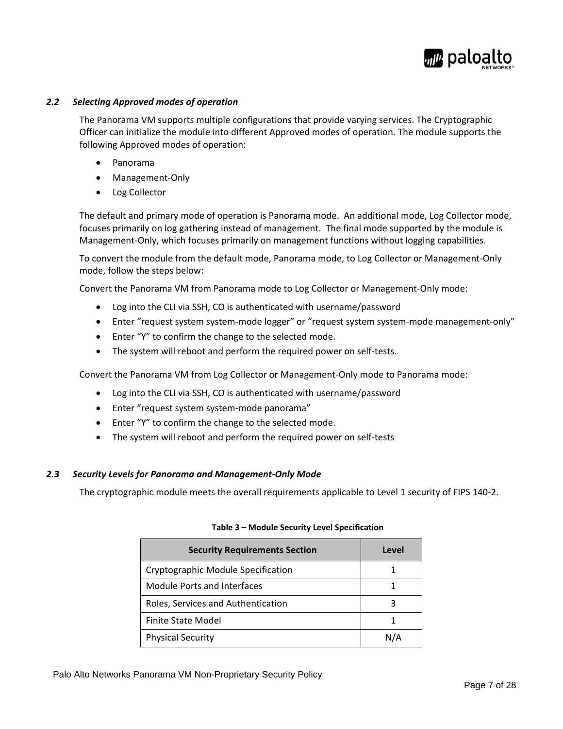### *2.2 Selecting Approved modes of operation*

The Panorama VM supports multiple configurations that provide varying services. The Cryptographic Officer can initialize the module into different Approved modes of operation. The module supports the following Approved modes of operation:

- Panorama
- Management-Only
- Log Collector

The default and primary mode of operation is Panorama mode. An additional mode, Log Collector mode, focuses primarily on log gathering instead of management. The final mode supported by the module is Management-Only, which focuses primarily on management functions without logging capabilities.

To convert the module from the default mode, Panorama mode, to Log Collector or Management-Only mode, follow the steps below:

Convert the Panorama VM from Panorama mode to Log Collector or Management-Only mode:

- Log into the CLI via SSH, CO is authenticated with username/password
- Enter "request system system-mode logger" or "request system system-mode management-only"
- Enter "Y" to confirm the change to the selected mode.
- The system will reboot and perform the required power on self-tests.

Convert the Panorama VM from Log Collector or Management-Only mode to Panorama mode:

- Log into the CLI via SSH, CO is authenticated with username/password
- Enter "request system system-mode panorama"
- Enter "Y" to confirm the change to the selected mode.
- The system will reboot and perform the required power on self-tests

### *2.3 Security Levels for Panorama and Management-Only Mode*

The cryptographic module meets the overall requirements applicable to Level 1 security of FIPS 140-2.

**Table 3 – Module Security Level Specification**

| Security Requirements Section | Level |
|---|---|
| Cryptographic Module Specification | 1 |
| Module Ports and Interfaces | 1 |
| Roles, Services and Authentication | 3 |
| Finite State Model | 1 |
| Physical Security | N/A |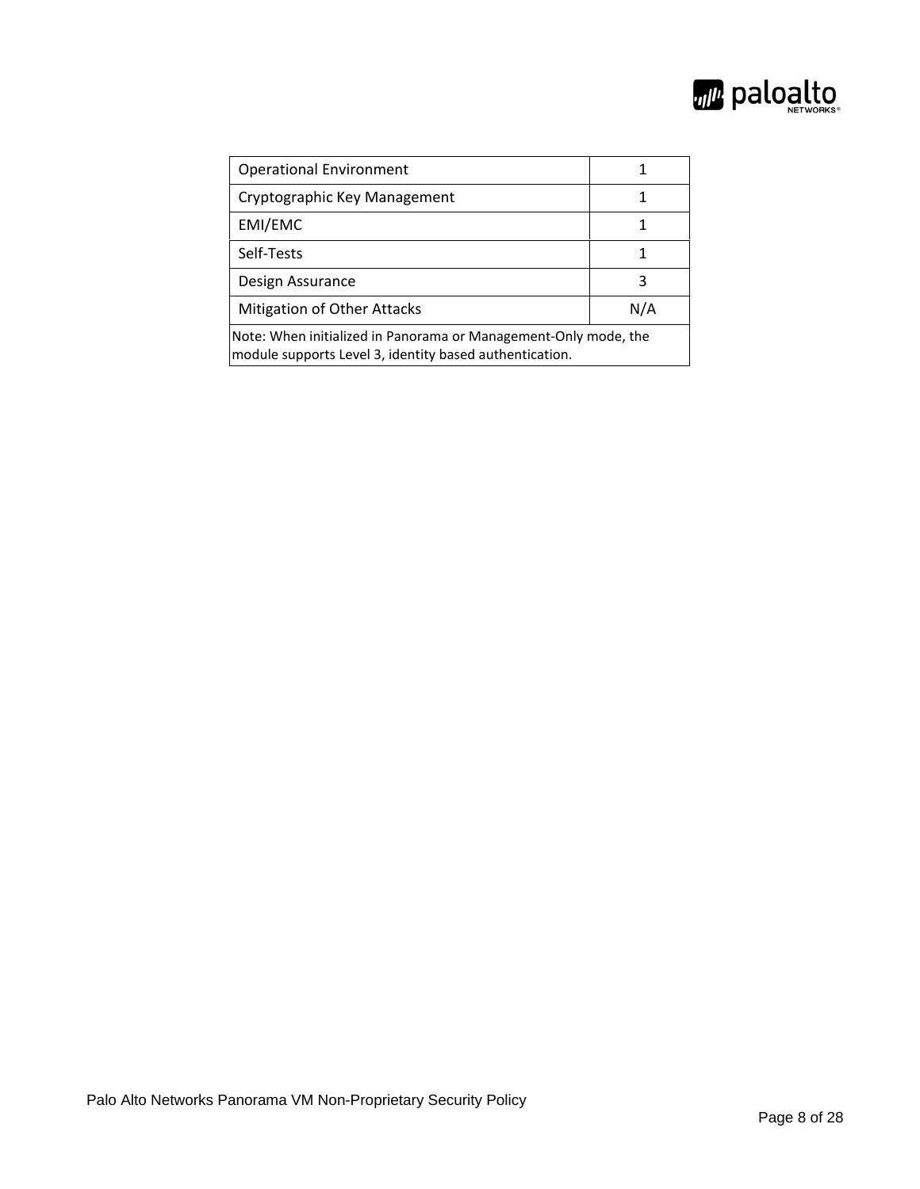| | |
|---|---|
| Operational Environment | 1 |
| Cryptographic Key Management | 1 |
| EMI/EMC | 1 |
| Self-Tests | 1 |
| Design Assurance | 3 |
| Mitigation of Other Attacks | N/A |
| Note: When initialized in Panorama or Management-Only mode, the module supports Level 3, identity based authentication. | |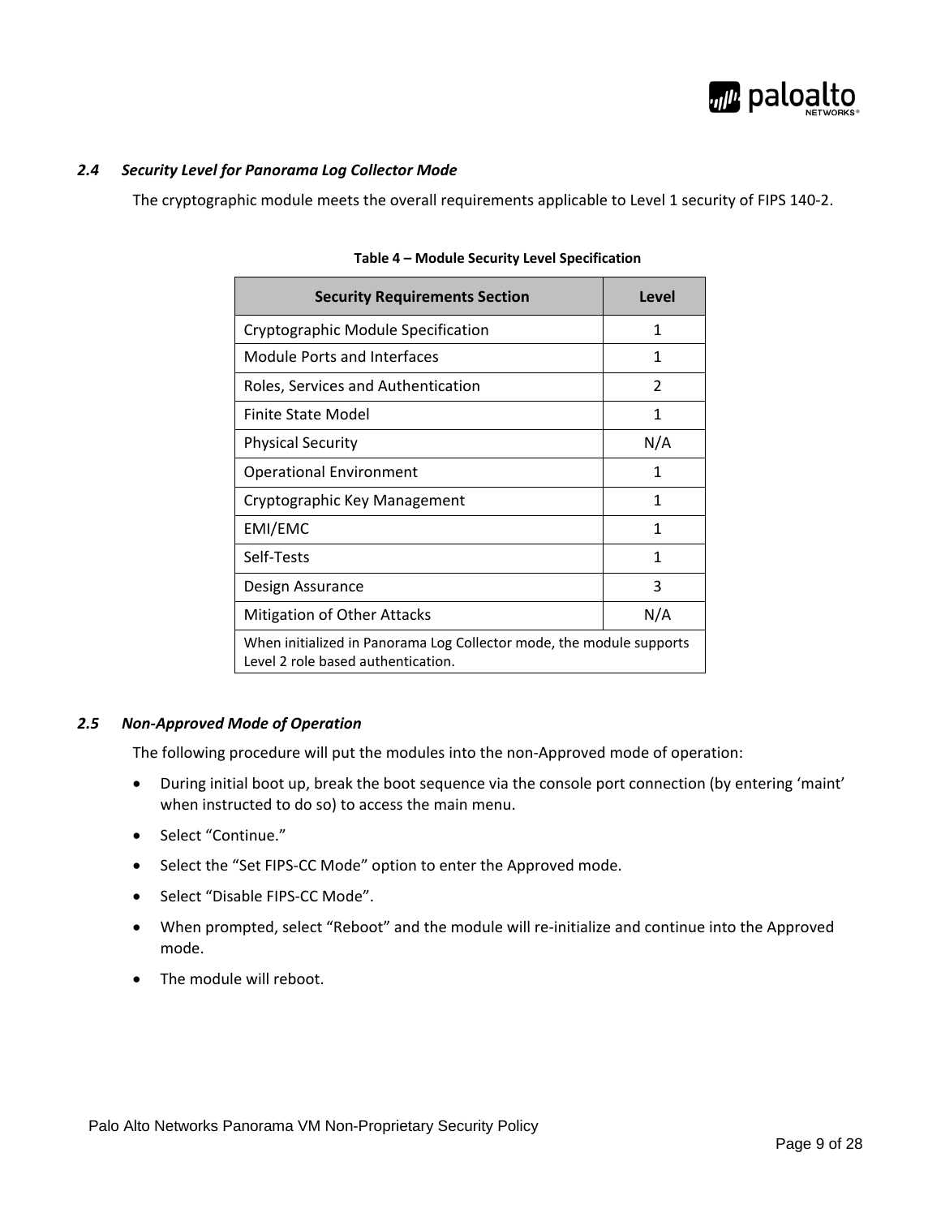## *2.4 Security Level for Panorama Log Collector Mode*

The cryptographic module meets the overall requirements applicable to Level 1 security of FIPS 140-2.

**Table 4 – Module Security Level Specification**

| Security Requirements Section | Level |
|---|---|
| Cryptographic Module Specification | 1 |
| Module Ports and Interfaces | 1 |
| Roles, Services and Authentication | 2 |
| Finite State Model | 1 |
| Physical Security | N/A |
| Operational Environment | 1 |
| Cryptographic Key Management | 1 |
| EMI/EMC | 1 |
| Self-Tests | 1 |
| Design Assurance | 3 |
| Mitigation of Other Attacks | N/A |
| When initialized in Panorama Log Collector mode, the module supports Level 2 role based authentication. | |

## *2.5 Non-Approved Mode of Operation*

The following procedure will put the modules into the non-Approved mode of operation:

- During initial boot up, break the boot sequence via the console port connection (by entering 'maint' when instructed to do so) to access the main menu.
- Select "Continue."
- Select the "Set FIPS-CC Mode" option to enter the Approved mode.
- Select "Disable FIPS-CC Mode".
- When prompted, select "Reboot" and the module will re-initialize and continue into the Approved mode.
- The module will reboot.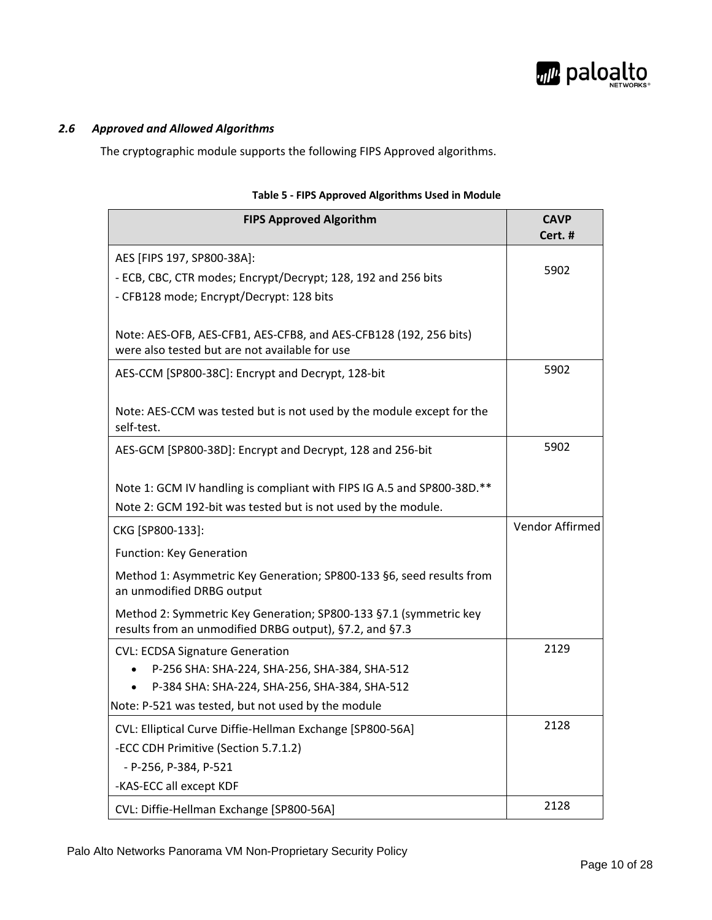### 2.6 *Approved and Allowed Algorithms*

The cryptographic module supports the following FIPS Approved algorithms.

**Table 5 - FIPS Approved Algorithms Used in Module**

| FIPS Approved Algorithm | CAVP Cert. # |
|---|---|
| AES [FIPS 197, SP800-38A]:<br>- ECB, CBC, CTR modes; Encrypt/Decrypt; 128, 192 and 256 bits<br>- CFB128 mode; Encrypt/Decrypt: 128 bits<br><br>Note: AES-OFB, AES-CFB1, AES-CFB8, and AES-CFB128 (192, 256 bits) were also tested but are not available for use | 5902 |
| AES-CCM [SP800-38C]: Encrypt and Decrypt, 128-bit<br><br>Note: AES-CCM was tested but is not used by the module except for the self-test. | 5902 |
| AES-GCM [SP800-38D]: Encrypt and Decrypt, 128 and 256-bit<br><br>Note 1: GCM IV handling is compliant with FIPS IG A.5 and SP800-38D.**<br>Note 2: GCM 192-bit was tested but is not used by the module. | 5902 |
| CKG [SP800-133]:<br>Function: Key Generation<br>Method 1: Asymmetric Key Generation; SP800-133 §6, seed results from an unmodified DRBG output<br>Method 2: Symmetric Key Generation; SP800-133 §7.1 (symmetric key results from an unmodified DRBG output), §7.2, and §7.3 | Vendor Affirmed |
| CVL: ECDSA Signature Generation<br>• P-256 SHA: SHA-224, SHA-256, SHA-384, SHA-512<br>• P-384 SHA: SHA-224, SHA-256, SHA-384, SHA-512<br>Note: P-521 was tested, but not used by the module | 2129 |
| CVL: Elliptical Curve Diffie-Hellman Exchange [SP800-56A]<br>-ECC CDH Primitive (Section 5.7.1.2)<br>- P-256, P-384, P-521<br>-KAS-ECC all except KDF | 2128 |
| CVL: Diffie-Hellman Exchange [SP800-56A] | 2128 |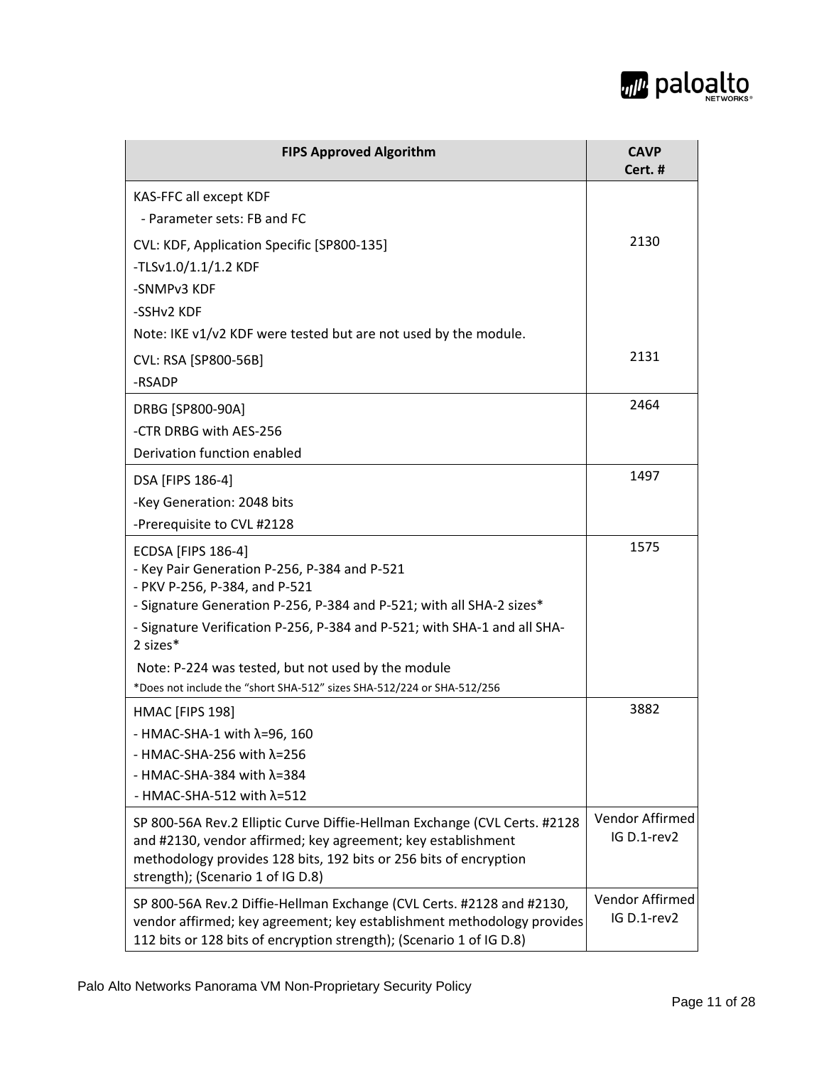| FIPS Approved Algorithm | CAVP Cert. # |
| --- | --- |
| KAS-FFC all except KDF<br>- Parameter sets: FB and FC<br>CVL: KDF, Application Specific [SP800-135]<br>-TLSv1.0/1.1/1.2 KDF<br>-SNMPv3 KDF<br>-SSHv2 KDF<br>Note: IKE v1/v2 KDF were tested but are not used by the module.<br>CVL: RSA [SP800-56B]<br>-RSADP | 2130<br><br><br><br><br><br><br>2131 |
| DRBG [SP800-90A]<br>-CTR DRBG with AES-256<br>Derivation function enabled | 2464 |
| DSA [FIPS 186-4]<br>-Key Generation: 2048 bits<br>-Prerequisite to CVL #2128 | 1497 |
| ECDSA [FIPS 186-4]<br>- Key Pair Generation P-256, P-384 and P-521<br>- PKV P-256, P-384, and P-521<br>- Signature Generation P-256, P-384 and P-521; with all SHA-2 sizes*<br>- Signature Verification P-256, P-384 and P-521; with SHA-1 and all SHA-2 sizes*<br>Note: P-224 was tested, but not used by the module<br>*Does not include the "short SHA-512" sizes SHA-512/224 or SHA-512/256 | 1575 |
| HMAC [FIPS 198]<br>- HMAC-SHA-1 with λ=96, 160<br>- HMAC-SHA-256 with λ=256<br>- HMAC-SHA-384 with λ=384<br>- HMAC-SHA-512 with λ=512 | 3882 |
| SP 800-56A Rev.2 Elliptic Curve Diffie-Hellman Exchange (CVL Certs. #2128 and #2130, vendor affirmed; key agreement; key establishment methodology provides 128 bits, 192 bits or 256 bits of encryption strength); (Scenario 1 of IG D.8) | Vendor Affirmed IG D.1-rev2 |
| SP 800-56A Rev.2 Diffie-Hellman Exchange (CVL Certs. #2128 and #2130, vendor affirmed; key agreement; key establishment methodology provides 112 bits or 128 bits of encryption strength); (Scenario 1 of IG D.8) | Vendor Affirmed IG D.1-rev2 |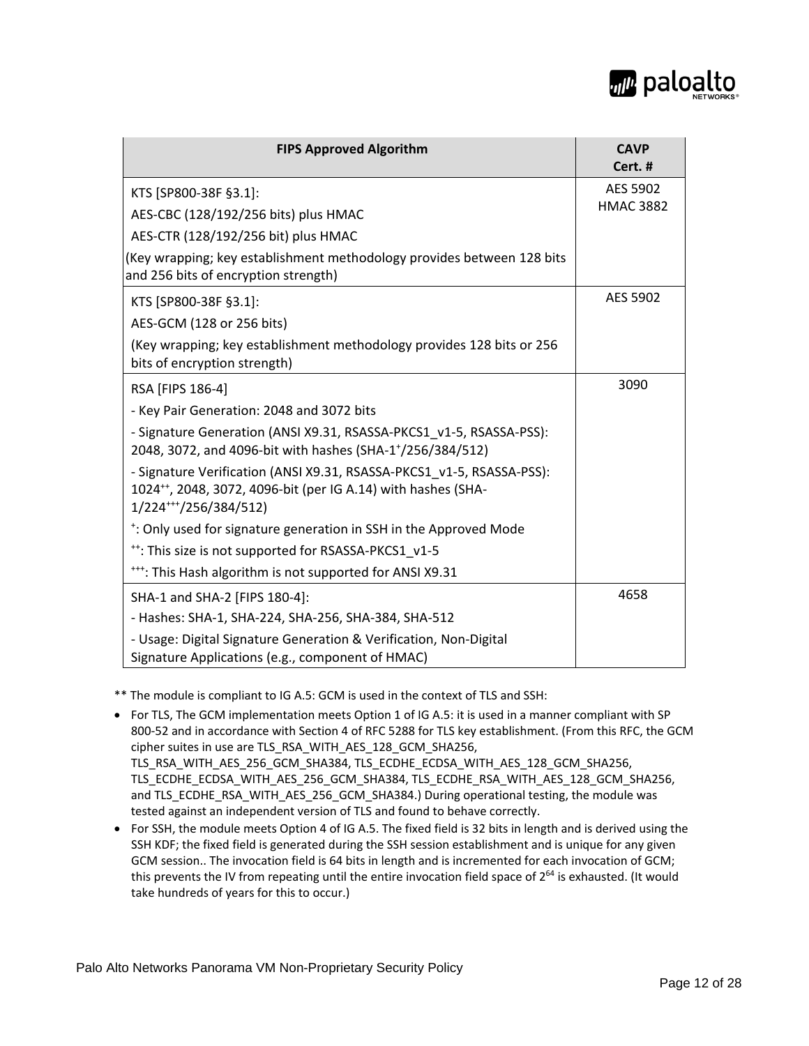| FIPS Approved Algorithm | CAVP Cert. # |
|---|---|
| KTS [SP800-38F §3.1]:<br>AES-CBC (128/192/256 bits) plus HMAC<br>AES-CTR (128/192/256 bit) plus HMAC<br>(Key wrapping; key establishment methodology provides between 128 bits and 256 bits of encryption strength) | AES 5902<br>HMAC 3882 |
| KTS [SP800-38F §3.1]:<br>AES-GCM (128 or 256 bits)<br>(Key wrapping; key establishment methodology provides 128 bits or 256 bits of encryption strength) | AES 5902 |
| RSA [FIPS 186-4]<br>- Key Pair Generation: 2048 and 3072 bits<br>- Signature Generation (ANSI X9.31, RSASSA-PKCS1_v1-5, RSASSA-PSS): 2048, 3072, and 4096-bit with hashes (SHA-1[+]/256/384/512)<br>- Signature Verification (ANSI X9.31, RSASSA-PKCS1_v1-5, RSASSA-PSS): 1024[++], 2048, 3072, 4096-bit (per IG A.14) with hashes (SHA-1/224[+++]/256/384/512)<br>[+]: Only used for signature generation in SSH in the Approved Mode<br>[++]: This size is not supported for RSASSA-PKCS1_v1-5<br>[+++]: This Hash algorithm is not supported for ANSI X9.31 | 3090 |
| SHA-1 and SHA-2 [FIPS 180-4]:<br>- Hashes: SHA-1, SHA-224, SHA-256, SHA-384, SHA-512<br>- Usage: Digital Signature Generation & Verification, Non-Digital Signature Applications (e.g., component of HMAC) | 4658 |

** The module is compliant to IG A.5: GCM is used in the context of TLS and SSH:

- For TLS, The GCM implementation meets Option 1 of IG A.5: it is used in a manner compliant with SP 800-52 and in accordance with Section 4 of RFC 5288 for TLS key establishment. (From this RFC, the GCM cipher suites in use are TLS_RSA_WITH_AES_128_GCM_SHA256, TLS_RSA_WITH_AES_256_GCM_SHA384, TLS_ECDHE_ECDSA_WITH_AES_128_GCM_SHA256, TLS_ECDHE_ECDSA_WITH_AES_256_GCM_SHA384, TLS_ECDHE_RSA_WITH_AES_128_GCM_SHA256, and TLS_ECDHE_RSA_WITH_AES_256_GCM_SHA384.) During operational testing, the module was tested against an independent version of TLS and found to behave correctly.
- For SSH, the module meets Option 4 of IG A.5. The fixed field is 32 bits in length and is derived using the SSH KDF; the fixed field is generated during the SSH session establishment and is unique for any given GCM session.. The invocation field is 64 bits in length and is incremented for each invocation of GCM; this prevents the IV from repeating until the entire invocation field space of $2^{64}$ is exhausted. (It would take hundreds of years for this to occur.)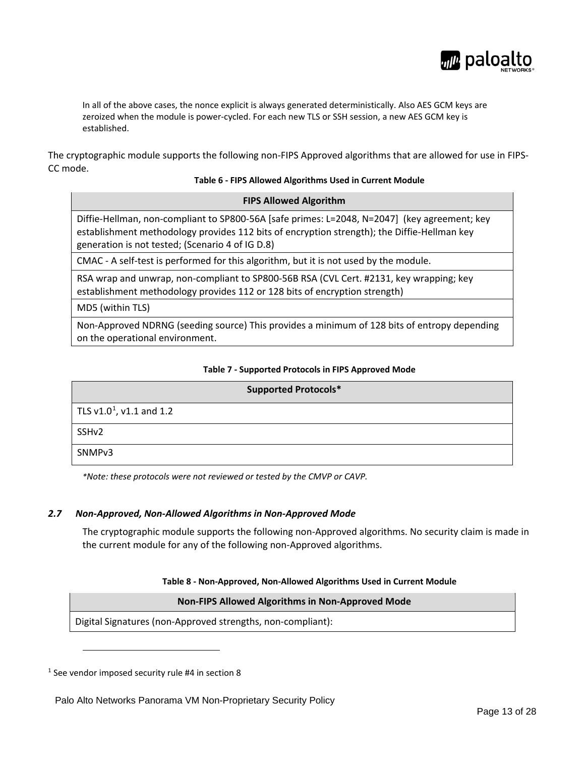In all of the above cases, the nonce explicit is always generated deterministically. Also AES GCM keys are zeroized when the module is power-cycled. For each new TLS or SSH session, a new AES GCM key is established.

The cryptographic module supports the following non-FIPS Approved algorithms that are allowed for use in FIPS-CC mode.

**Table 6 - FIPS Allowed Algorithms Used in Current Module**

| FIPS Allowed Algorithm |
|---|
| Diffie-Hellman, non-compliant to SP800-56A [safe primes: L=2048, N=2047] (key agreement; key establishment methodology provides 112 bits of encryption strength); the Diffie-Hellman key generation is not tested; (Scenario 4 of IG D.8) |
| CMAC - A self-test is performed for this algorithm, but it is not used by the module. |
| RSA wrap and unwrap, non-compliant to SP800-56B RSA (CVL Cert. #2131, key wrapping; key establishment methodology provides 112 or 128 bits of encryption strength) |
| MD5 (within TLS) |
| Non-Approved NDRNG (seeding source) This provides a minimum of 128 bits of entropy depending on the operational environment. |

**Table 7 - Supported Protocols in FIPS Approved Mode**

| Supported Protocols* |
|---|
| TLS v1.0[1], v1.1 and 1.2 |
| SSHv2 |
| SNMPv3 |

*\*Note: these protocols were not reviewed or tested by the CMVP or CAVP.*

### *2.7 Non-Approved, Non-Allowed Algorithms in Non-Approved Mode*

The cryptographic module supports the following non-Approved algorithms. No security claim is made in the current module for any of the following non-Approved algorithms.

**Table 8 - Non-Approved, Non-Allowed Algorithms Used in Current Module**

| Non-FIPS Allowed Algorithms in Non-Approved Mode |
|---|
| Digital Signatures (non-Approved strengths, non-compliant): |

[1] See vendor imposed security rule #4 in section 8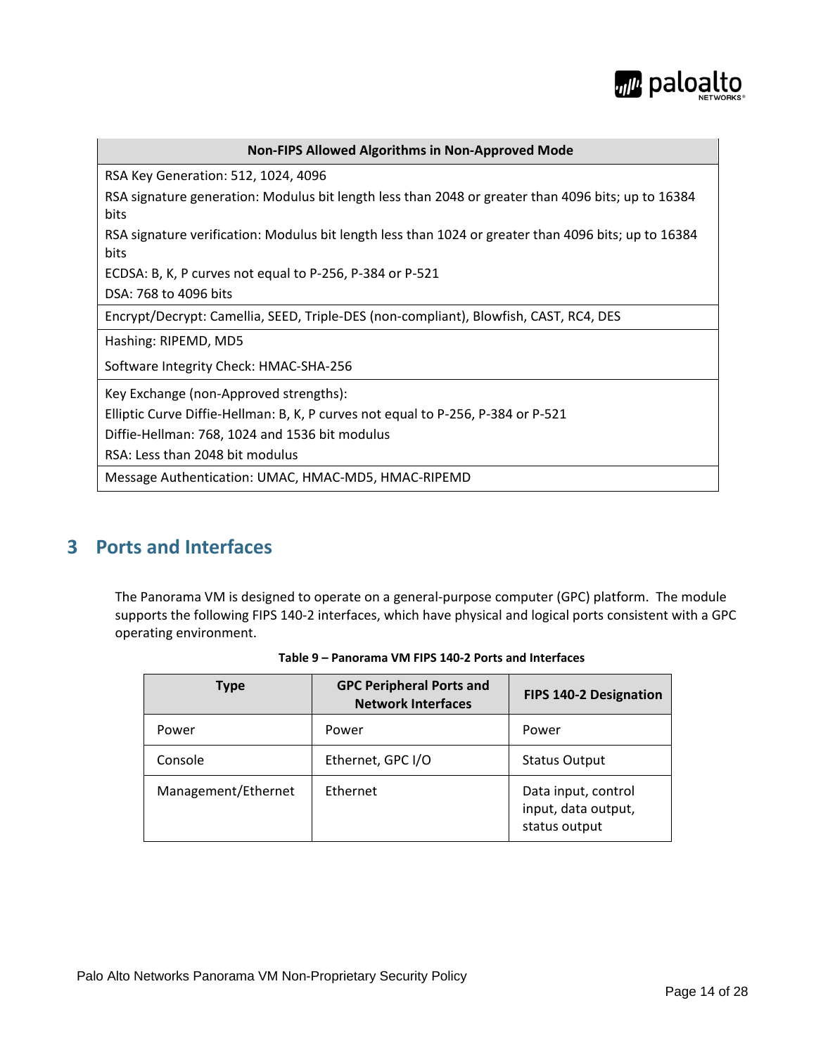| Non-FIPS Allowed Algorithms in Non-Approved Mode |
|---|
| RSA Key Generation: 512, 1024, 4096<br>RSA signature generation: Modulus bit length less than 2048 or greater than 4096 bits; up to 16384 bits<br>RSA signature verification: Modulus bit length less than 1024 or greater than 4096 bits; up to 16384 bits<br>ECDSA: B, K, P curves not equal to P-256, P-384 or P-521<br>DSA: 768 to 4096 bits |
| Encrypt/Decrypt: Camellia, SEED, Triple-DES (non-compliant), Blowfish, CAST, RC4, DES |
| Hashing: RIPEMD, MD5<br>Software Integrity Check: HMAC-SHA-256 |
| Key Exchange (non-Approved strengths):<br>Elliptic Curve Diffie-Hellman: B, K, P curves not equal to P-256, P-384 or P-521<br>Diffie-Hellman: 768, 1024 and 1536 bit modulus<br>RSA: Less than 2048 bit modulus |
| Message Authentication: UMAC, HMAC-MD5, HMAC-RIPEMD |

# 3 Ports and Interfaces

The Panorama VM is designed to operate on a general-purpose computer (GPC) platform. The module supports the following FIPS 140-2 interfaces, which have physical and logical ports consistent with a GPC operating environment.

**Table 9 – Panorama VM FIPS 140-2 Ports and Interfaces**

| Type | GPC Peripheral Ports and Network Interfaces | FIPS 140-2 Designation |
|---|---|---|
| Power | Power | Power |
| Console | Ethernet, GPC I/O | Status Output |
| Management/Ethernet | Ethernet | Data input, control input, data output, status output |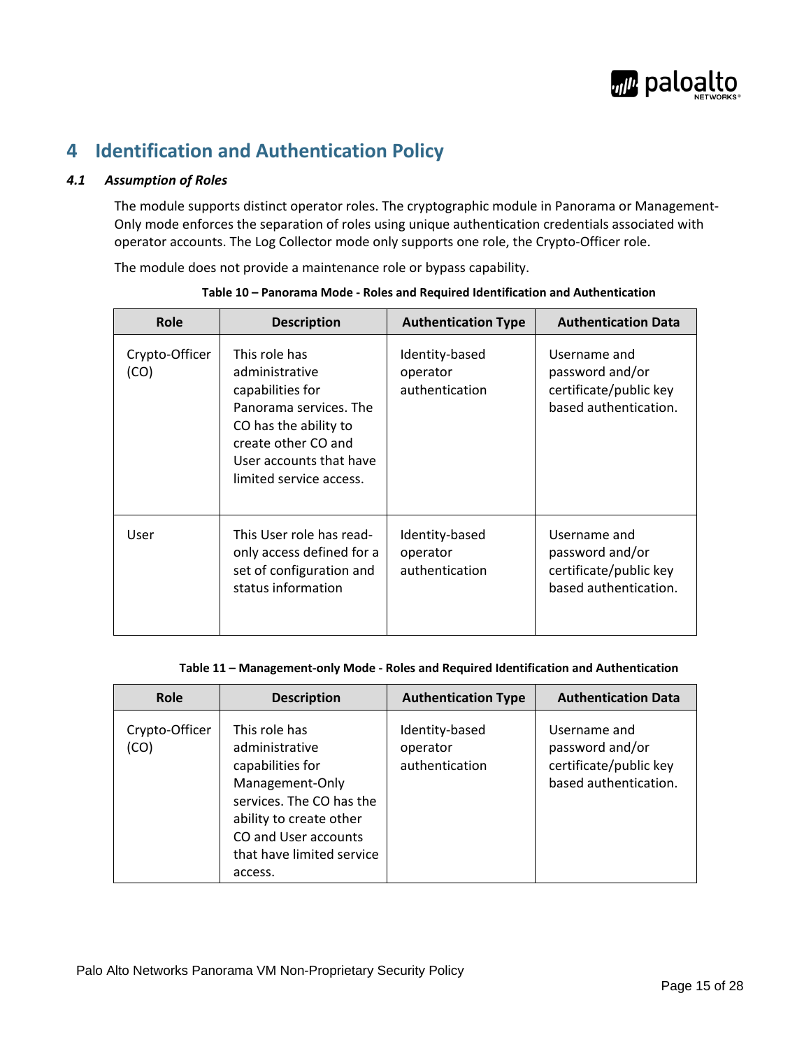# 4 Identification and Authentication Policy

### *4.1 Assumption of Roles*

The module supports distinct operator roles. The cryptographic module in Panorama or Management-Only mode enforces the separation of roles using unique authentication credentials associated with operator accounts. The Log Collector mode only supports one role, the Crypto-Officer role.

The module does not provide a maintenance role or bypass capability.

**Table 10 – Panorama Mode - Roles and Required Identification and Authentication**

| Role | Description | Authentication Type | Authentication Data |
|---|---|---|---|
| Crypto-Officer (CO) | This role has administrative capabilities for Panorama services. The CO has the ability to create other CO and User accounts that have limited service access. | Identity-based operator authentication | Username and password and/or certificate/public key based authentication. |
| User | This User role has read-only access defined for a set of configuration and status information | Identity-based operator authentication | Username and password and/or certificate/public key based authentication. |

**Table 11 – Management-only Mode - Roles and Required Identification and Authentication**

| Role | Description | Authentication Type | Authentication Data |
|---|---|---|---|
| Crypto-Officer (CO) | This role has administrative capabilities for Management-Only services. The CO has the ability to create other CO and User accounts that have limited service access. | Identity-based operator authentication | Username and password and/or certificate/public key based authentication. |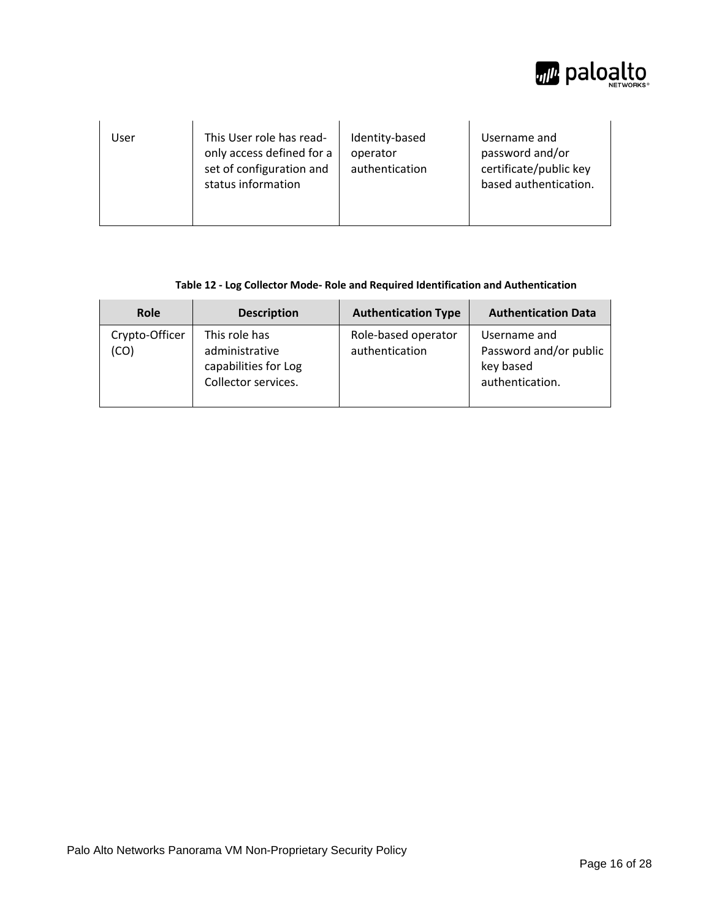| User | This User role has read-only access defined for a set of configuration and status information | Identity-based operator authentication | Username and password and/or certificate/public key based authentication. |
|---|---|---|---|

**Table 12 - Log Collector Mode- Role and Required Identification and Authentication**

| Role | Description | Authentication Type | Authentication Data |
|---|---|---|---|
| Crypto-Officer (CO) | This role has administrative capabilities for Log Collector services. | Role-based operator authentication | Username and Password and/or public key based authentication. |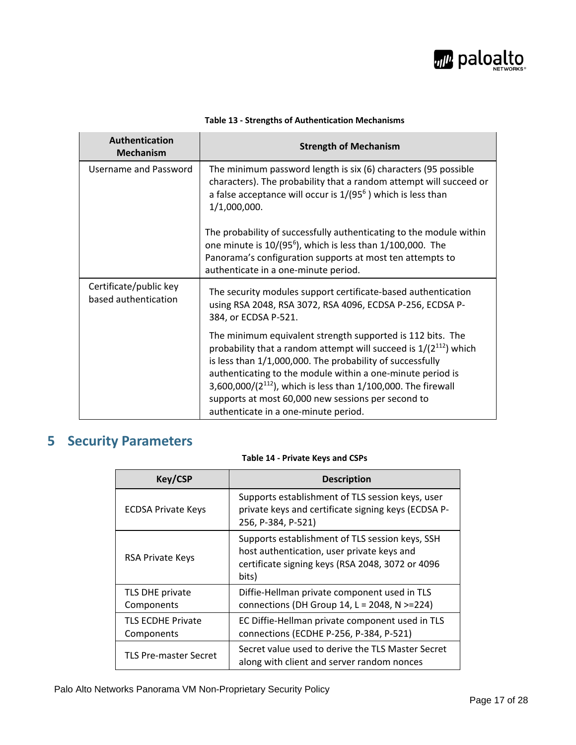**Table 13 - Strengths of Authentication Mechanisms**

| Authentication Mechanism | Strength of Mechanism |
|---|---|
| Username and Password | The minimum password length is six (6) characters (95 possible characters). The probability that a random attempt will succeed or a false acceptance will occur is $1/(95^6)$ which is less than 1/1,000,000.<br><br>The probability of successfully authenticating to the module within one minute is $10/(95^6)$, which is less than 1/100,000. The Panorama's configuration supports at most ten attempts to authenticate in a one-minute period. |
| Certificate/public key based authentication | The security modules support certificate-based authentication using RSA 2048, RSA 3072, RSA 4096, ECDSA P-256, ECDSA P-384, or ECDSA P-521.<br><br>The minimum equivalent strength supported is 112 bits. The probability that a random attempt will succeed is $1/(2^{112})$ which is less than 1/1,000,000. The probability of successfully authenticating to the module within a one-minute period is $3{,}600{,}000/(2^{112})$, which is less than 1/100,000. The firewall supports at most 60,000 new sessions per second to authenticate in a one-minute period. |

# 5 Security Parameters

**Table 14 - Private Keys and CSPs**

| Key/CSP | Description |
|---|---|
| ECDSA Private Keys | Supports establishment of TLS session keys, user private keys and certificate signing keys (ECDSA P-256, P-384, P-521) |
| RSA Private Keys | Supports establishment of TLS session keys, SSH host authentication, user private keys and certificate signing keys (RSA 2048, 3072 or 4096 bits) |
| TLS DHE private Components | Diffie-Hellman private component used in TLS connections (DH Group 14, L = 2048, N >=224) |
| TLS ECDHE Private Components | EC Diffie-Hellman private component used in TLS connections (ECDHE P-256, P-384, P-521) |
| TLS Pre-master Secret | Secret value used to derive the TLS Master Secret along with client and server random nonces |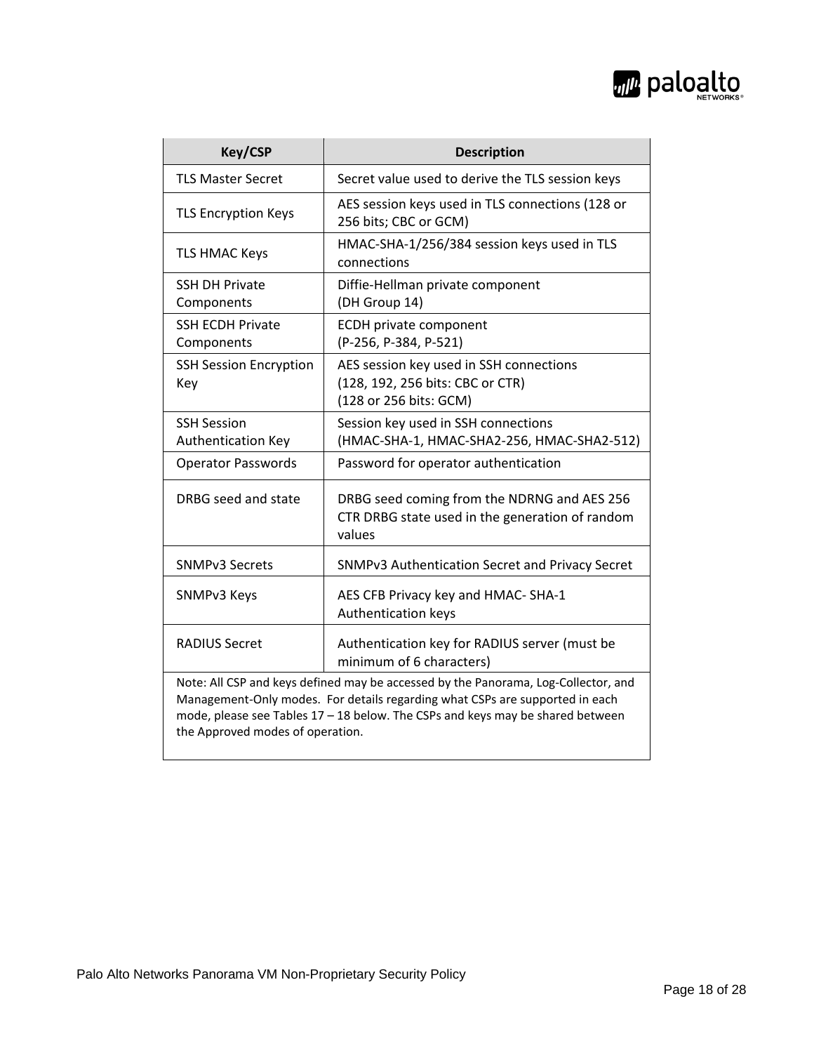| Key/CSP | Description |
|---|---|
| TLS Master Secret | Secret value used to derive the TLS session keys |
| TLS Encryption Keys | AES session keys used in TLS connections (128 or 256 bits; CBC or GCM) |
| TLS HMAC Keys | HMAC-SHA-1/256/384 session keys used in TLS connections |
| SSH DH Private Components | Diffie-Hellman private component (DH Group 14) |
| SSH ECDH Private Components | ECDH private component (P-256, P-384, P-521) |
| SSH Session Encryption Key | AES session key used in SSH connections (128, 192, 256 bits: CBC or CTR) (128 or 256 bits: GCM) |
| SSH Session Authentication Key | Session key used in SSH connections (HMAC-SHA-1, HMAC-SHA2-256, HMAC-SHA2-512) |
| Operator Passwords | Password for operator authentication |
| DRBG seed and state | DRBG seed coming from the NDRNG and AES 256 CTR DRBG state used in the generation of random values |
| SNMPv3 Secrets | SNMPv3 Authentication Secret and Privacy Secret |
| SNMPv3 Keys | AES CFB Privacy key and HMAC- SHA-1 Authentication keys |
| RADIUS Secret | Authentication key for RADIUS server (must be minimum of 6 characters) |
| Note: All CSP and keys defined may be accessed by the Panorama, Log-Collector, and Management-Only modes. For details regarding what CSPs are supported in each mode, please see Tables 17 – 18 below. The CSPs and keys may be shared between the Approved modes of operation. | |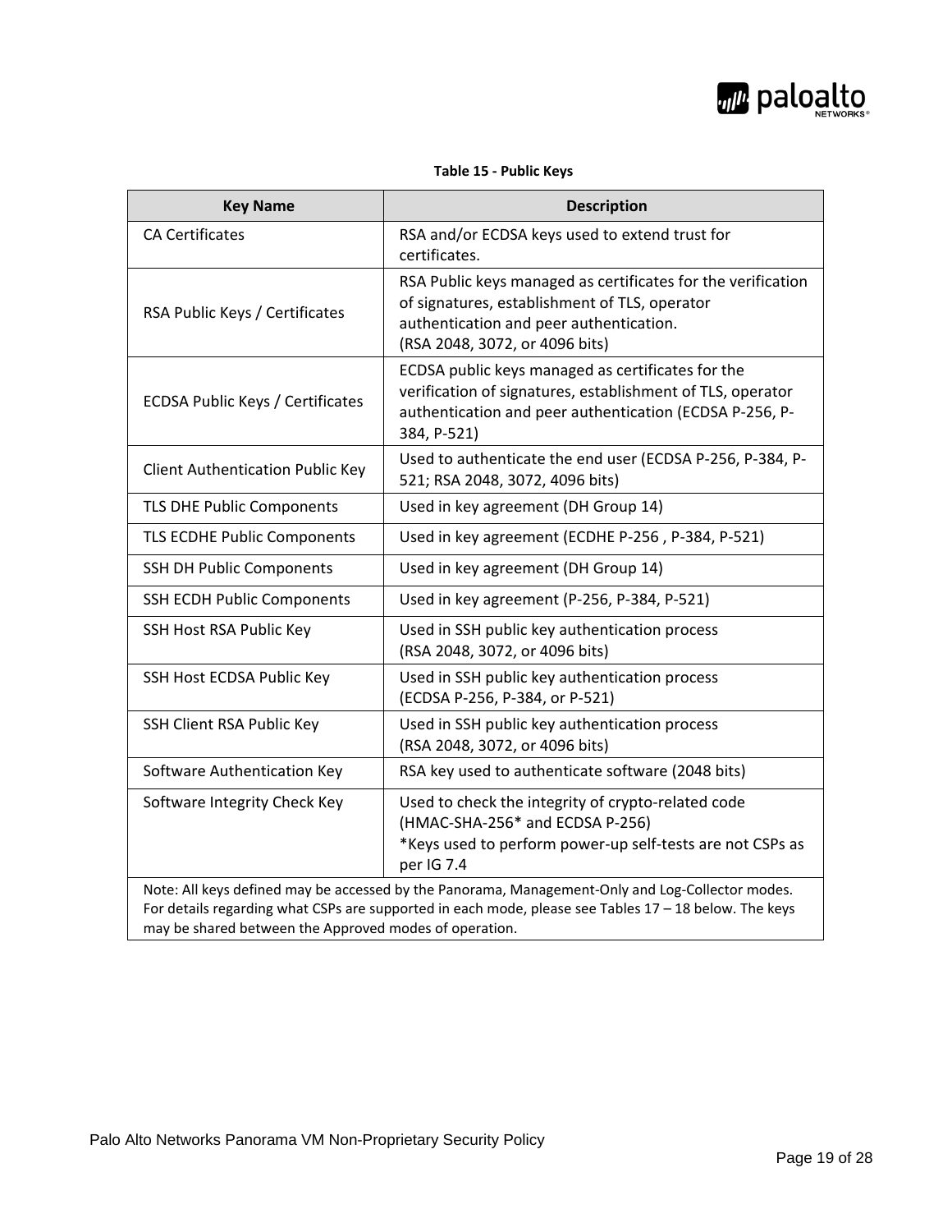**Table 15 - Public Keys**

| Key Name | Description |
|---|---|
| CA Certificates | RSA and/or ECDSA keys used to extend trust for certificates. |
| RSA Public Keys / Certificates | RSA Public keys managed as certificates for the verification of signatures, establishment of TLS, operator authentication and peer authentication. (RSA 2048, 3072, or 4096 bits) |
| ECDSA Public Keys / Certificates | ECDSA public keys managed as certificates for the verification of signatures, establishment of TLS, operator authentication and peer authentication (ECDSA P-256, P-384, P-521) |
| Client Authentication Public Key | Used to authenticate the end user (ECDSA P-256, P-384, P-521; RSA 2048, 3072, 4096 bits) |
| TLS DHE Public Components | Used in key agreement (DH Group 14) |
| TLS ECDHE Public Components | Used in key agreement (ECDHE P-256 , P-384, P-521) |
| SSH DH Public Components | Used in key agreement (DH Group 14) |
| SSH ECDH Public Components | Used in key agreement (P-256, P-384, P-521) |
| SSH Host RSA Public Key | Used in SSH public key authentication process (RSA 2048, 3072, or 4096 bits) |
| SSH Host ECDSA Public Key | Used in SSH public key authentication process (ECDSA P-256, P-384, or P-521) |
| SSH Client RSA Public Key | Used in SSH public key authentication process (RSA 2048, 3072, or 4096 bits) |
| Software Authentication Key | RSA key used to authenticate software (2048 bits) |
| Software Integrity Check Key | Used to check the integrity of crypto-related code (HMAC-SHA-256* and ECDSA P-256) *Keys used to perform power-up self-tests are not CSPs as per IG 7.4 |
| Note: All keys defined may be accessed by the Panorama, Management-Only and Log-Collector modes. For details regarding what CSPs are supported in each mode, please see Tables 17 – 18 below. The keys may be shared between the Approved modes of operation. | |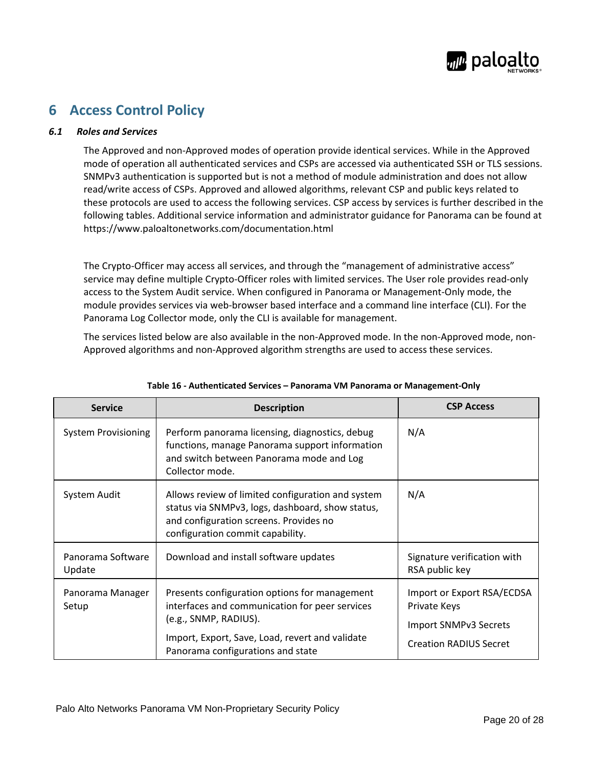# 6 Access Control Policy

### *6.1 Roles and Services*

The Approved and non-Approved modes of operation provide identical services. While in the Approved mode of operation all authenticated services and CSPs are accessed via authenticated SSH or TLS sessions. SNMPv3 authentication is supported but is not a method of module administration and does not allow read/write access of CSPs. Approved and allowed algorithms, relevant CSP and public keys related to these protocols are used to access the following services. CSP access by services is further described in the following tables. Additional service information and administrator guidance for Panorama can be found at https://www.paloaltonetworks.com/documentation.html

The Crypto-Officer may access all services, and through the "management of administrative access" service may define multiple Crypto-Officer roles with limited services. The User role provides read-only access to the System Audit service. When configured in Panorama or Management-Only mode, the module provides services via web-browser based interface and a command line interface (CLI). For the Panorama Log Collector mode, only the CLI is available for management.

The services listed below are also available in the non-Approved mode. In the non-Approved mode, non-Approved algorithms and non-Approved algorithm strengths are used to access these services.

**Table 16 - Authenticated Services – Panorama VM Panorama or Management-Only**

| Service | Description | CSP Access |
|---|---|---|
| System Provisioning | Perform panorama licensing, diagnostics, debug functions, manage Panorama support information and switch between Panorama mode and Log Collector mode. | N/A |
| System Audit | Allows review of limited configuration and system status via SNMPv3, logs, dashboard, show status, and configuration screens. Provides no configuration commit capability. | N/A |
| Panorama Software Update | Download and install software updates | Signature verification with RSA public key |
| Panorama Manager Setup | Presents configuration options for management interfaces and communication for peer services (e.g., SNMP, RADIUS).<br><br>Import, Export, Save, Load, revert and validate Panorama configurations and state | Import or Export RSA/ECDSA Private Keys<br><br>Import SNMPv3 Secrets<br><br>Creation RADIUS Secret |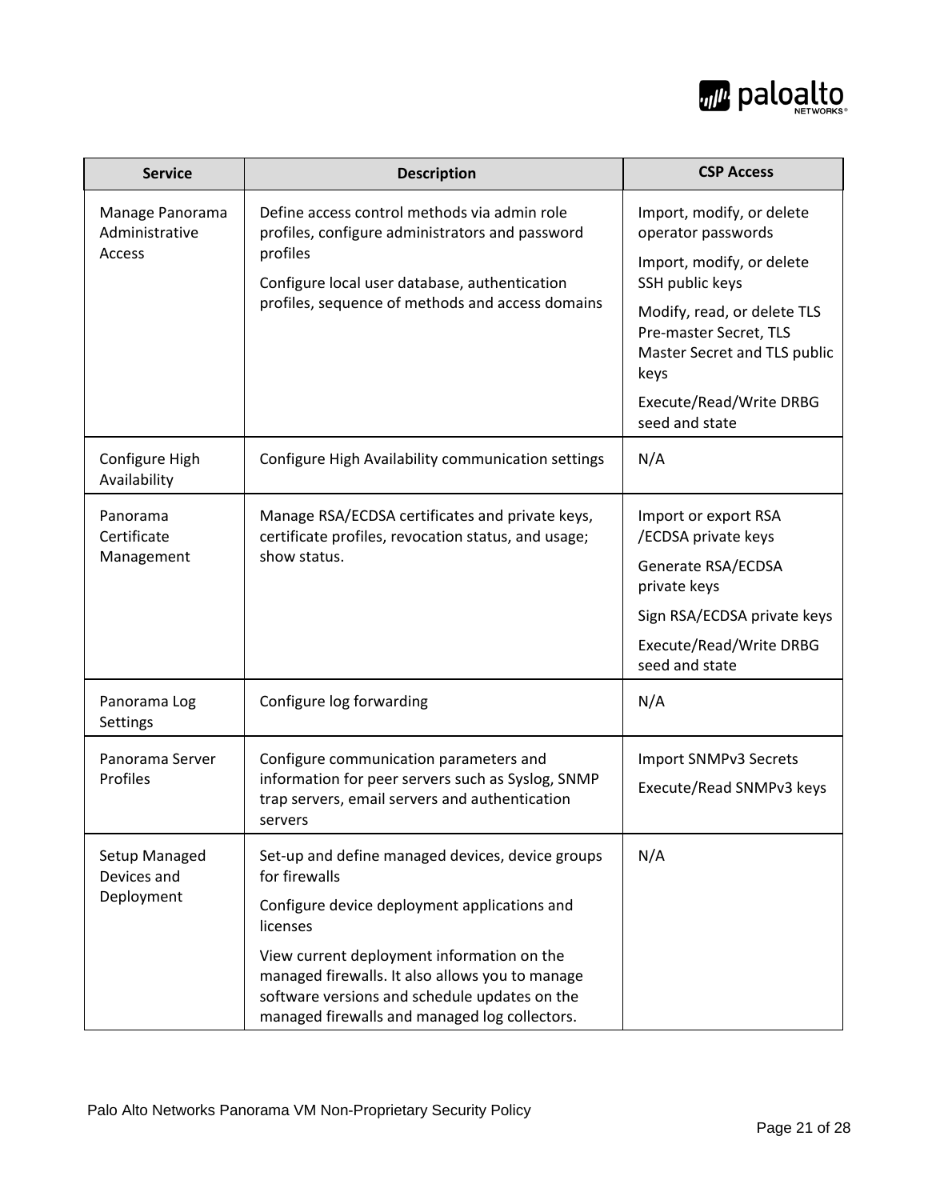| Service | Description | CSP Access |
|---|---|---|
| Manage Panorama Administrative Access | Define access control methods via admin role profiles, configure administrators and password profiles<br>Configure local user database, authentication profiles, sequence of methods and access domains | Import, modify, or delete operator passwords<br>Import, modify, or delete SSH public keys<br>Modify, read, or delete TLS Pre-master Secret, TLS Master Secret and TLS public keys<br>Execute/Read/Write DRBG seed and state |
| Configure High Availability | Configure High Availability communication settings | N/A |
| Panorama Certificate Management | Manage RSA/ECDSA certificates and private keys, certificate profiles, revocation status, and usage; show status. | Import or export RSA /ECDSA private keys<br>Generate RSA/ECDSA private keys<br>Sign RSA/ECDSA private keys<br>Execute/Read/Write DRBG seed and state |
| Panorama Log Settings | Configure log forwarding | N/A |
| Panorama Server Profiles | Configure communication parameters and information for peer servers such as Syslog, SNMP trap servers, email servers and authentication servers | Import SNMPv3 Secrets<br>Execute/Read SNMPv3 keys |
| Setup Managed Devices and Deployment | Set-up and define managed devices, device groups for firewalls<br>Configure device deployment applications and licenses<br>View current deployment information on the managed firewalls. It also allows you to manage software versions and schedule updates on the managed firewalls and managed log collectors. | N/A |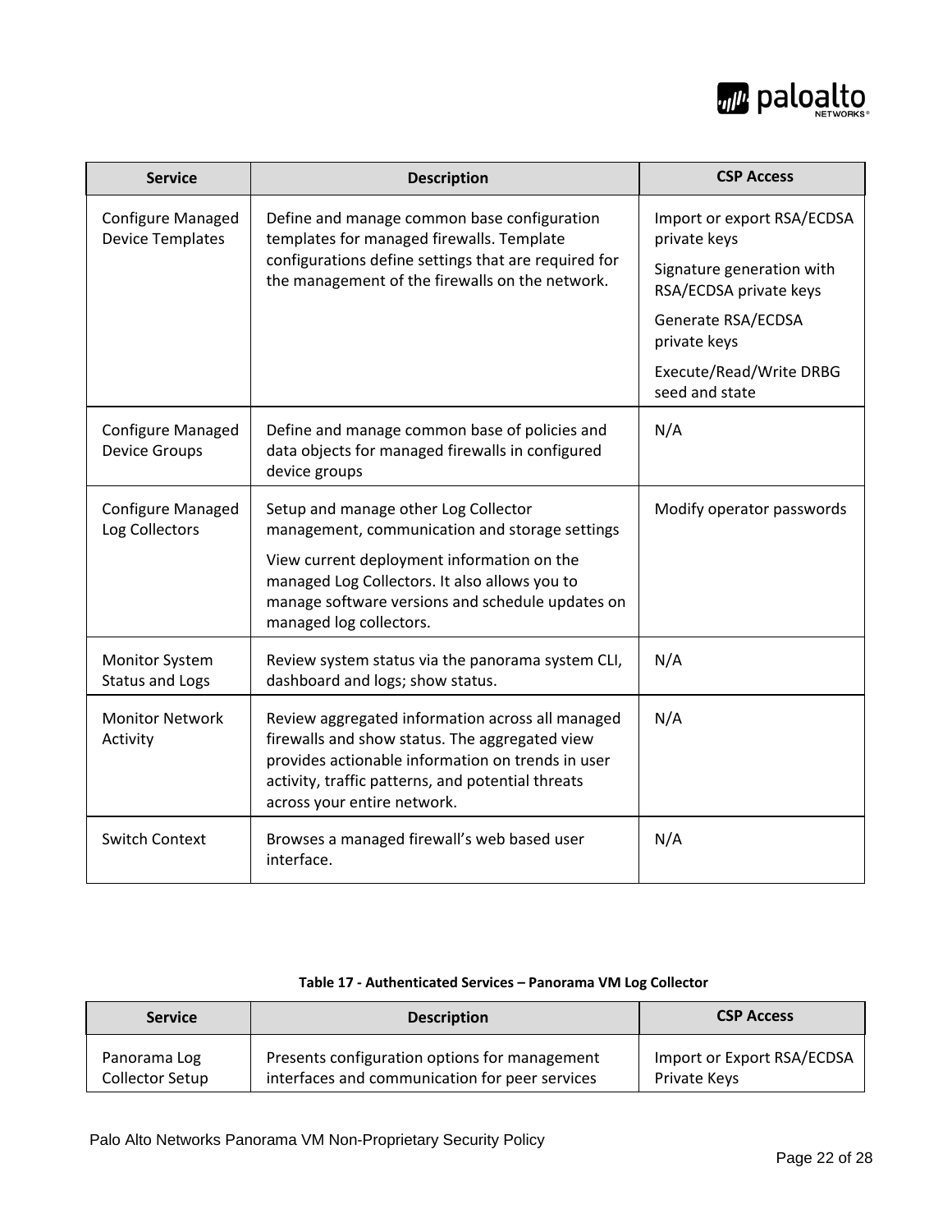| Service | Description | CSP Access |
| --- | --- | --- |
| Configure Managed Device Templates | Define and manage common base configuration templates for managed firewalls. Template configurations define settings that are required for the management of the firewalls on the network. | Import or export RSA/ECDSA private keys<br>Signature generation with RSA/ECDSA private keys<br>Generate RSA/ECDSA private keys<br>Execute/Read/Write DRBG seed and state |
| Configure Managed Device Groups | Define and manage common base of policies and data objects for managed firewalls in configured device groups | N/A |
| Configure Managed Log Collectors | Setup and manage other Log Collector management, communication and storage settings<br>View current deployment information on the managed Log Collectors. It also allows you to manage software versions and schedule updates on managed log collectors. | Modify operator passwords |
| Monitor System Status and Logs | Review system status via the panorama system CLI, dashboard and logs; show status. | N/A |
| Monitor Network Activity | Review aggregated information across all managed firewalls and show status. The aggregated view provides actionable information on trends in user activity, traffic patterns, and potential threats across your entire network. | N/A |
| Switch Context | Browses a managed firewall's web based user interface. | N/A |

**Table 17 - Authenticated Services – Panorama VM Log Collector**

| Service | Description | CSP Access |
| --- | --- | --- |
| Panorama Log Collector Setup | Presents configuration options for management interfaces and communication for peer services | Import or Export RSA/ECDSA Private Keys |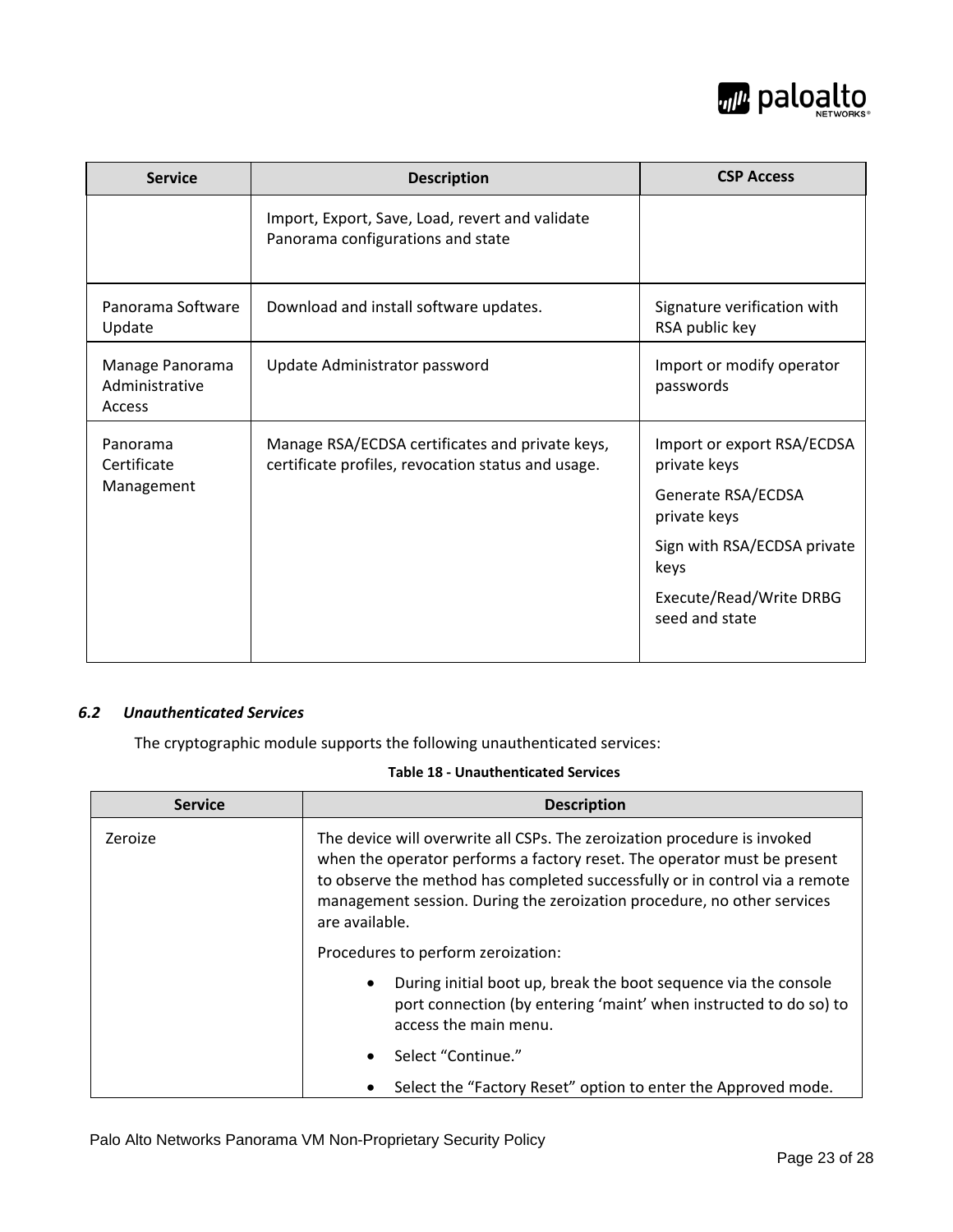| Service | Description | CSP Access |
|---|---|---|
| | Import, Export, Save, Load, revert and validate Panorama configurations and state | |
| Panorama Software Update | Download and install software updates. | Signature verification with RSA public key |
| Manage Panorama Administrative Access | Update Administrator password | Import or modify operator passwords |
| Panorama Certificate Management | Manage RSA/ECDSA certificates and private keys, certificate profiles, revocation status and usage. | Import or export RSA/ECDSA private keys<br>Generate RSA/ECDSA private keys<br>Sign with RSA/ECDSA private keys<br>Execute/Read/Write DRBG seed and state |

### *6.2 Unauthenticated Services*

The cryptographic module supports the following unauthenticated services:

**Table 18 - Unauthenticated Services**

| Service | Description |
|---|---|
| Zeroize | The device will overwrite all CSPs. The zeroization procedure is invoked when the operator performs a factory reset. The operator must be present to observe the method has completed successfully or in control via a remote management session. During the zeroization procedure, no other services are available.<br>Procedures to perform zeroization:<br>• During initial boot up, break the boot sequence via the console port connection (by entering 'maint' when instructed to do so) to access the main menu.<br>• Select "Continue."<br>• Select the "Factory Reset" option to enter the Approved mode. |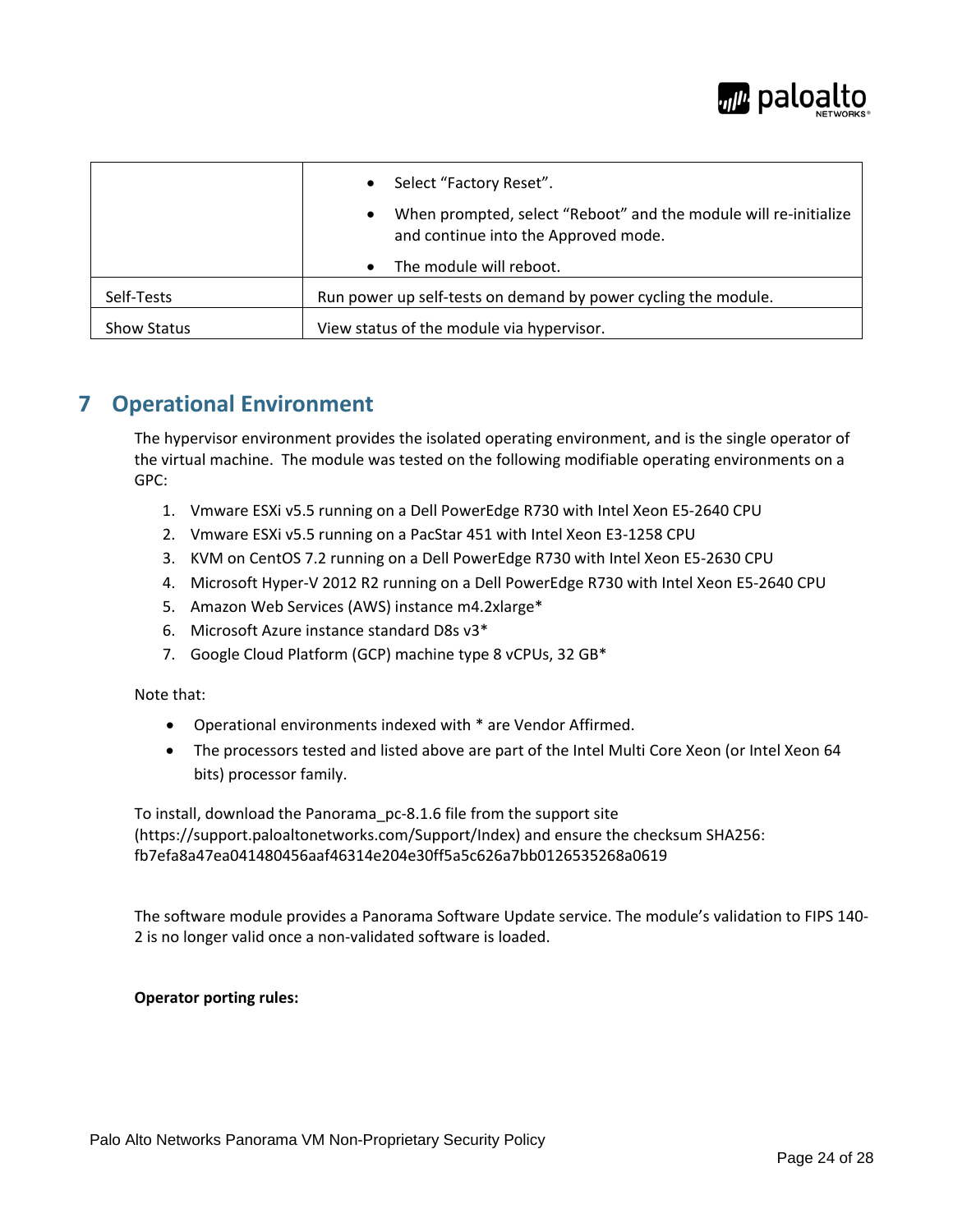| | |
|---|---|
| | • Select "Factory Reset".<br>• When prompted, select "Reboot" and the module will re-initialize and continue into the Approved mode.<br>• The module will reboot. |
| Self-Tests | Run power up self-tests on demand by power cycling the module. |
| Show Status | View status of the module via hypervisor. |

# 7 Operational Environment

The hypervisor environment provides the isolated operating environment, and is the single operator of the virtual machine. The module was tested on the following modifiable operating environments on a GPC:

1. Vmware ESXi v5.5 running on a Dell PowerEdge R730 with Intel Xeon E5-2640 CPU
2. Vmware ESXi v5.5 running on a PacStar 451 with Intel Xeon E3-1258 CPU
3. KVM on CentOS 7.2 running on a Dell PowerEdge R730 with Intel Xeon E5-2630 CPU
4. Microsoft Hyper-V 2012 R2 running on a Dell PowerEdge R730 with Intel Xeon E5-2640 CPU
5. Amazon Web Services (AWS) instance m4.2xlarge*
6. Microsoft Azure instance standard D8s v3*
7. Google Cloud Platform (GCP) machine type 8 vCPUs, 32 GB*

Note that:

- Operational environments indexed with * are Vendor Affirmed.
- The processors tested and listed above are part of the Intel Multi Core Xeon (or Intel Xeon 64 bits) processor family.

To install, download the Panorama_pc-8.1.6 file from the support site (https://support.paloaltonetworks.com/Support/Index) and ensure the checksum SHA256: fb7efa8a47ea041480456aaf46314e204e30ff5a5c626a7bb0126535268a0619

The software module provides a Panorama Software Update service. The module's validation to FIPS 140-2 is no longer valid once a non-validated software is loaded.

**Operator porting rules:**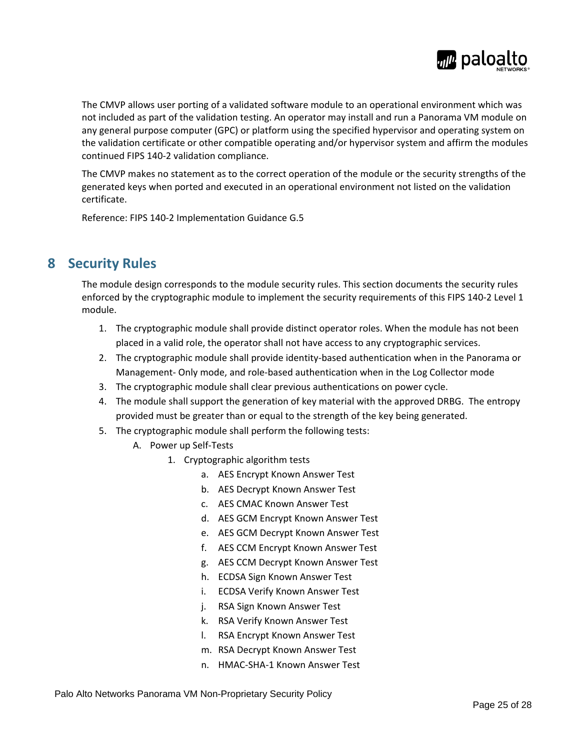The CMVP allows user porting of a validated software module to an operational environment which was not included as part of the validation testing. An operator may install and run a Panorama VM module on any general purpose computer (GPC) or platform using the specified hypervisor and operating system on the validation certificate or other compatible operating and/or hypervisor system and affirm the modules continued FIPS 140-2 validation compliance.

The CMVP makes no statement as to the correct operation of the module or the security strengths of the generated keys when ported and executed in an operational environment not listed on the validation certificate.

Reference: FIPS 140-2 Implementation Guidance G.5

# 8 Security Rules

The module design corresponds to the module security rules. This section documents the security rules enforced by the cryptographic module to implement the security requirements of this FIPS 140-2 Level 1 module.

1. The cryptographic module shall provide distinct operator roles. When the module has not been placed in a valid role, the operator shall not have access to any cryptographic services.
2. The cryptographic module shall provide identity-based authentication when in the Panorama or Management- Only mode, and role-based authentication when in the Log Collector mode
3. The cryptographic module shall clear previous authentications on power cycle.
4. The module shall support the generation of key material with the approved DRBG. The entropy provided must be greater than or equal to the strength of the key being generated.
5. The cryptographic module shall perform the following tests:
   A. Power up Self-Tests
      1. Cryptographic algorithm tests
         a. AES Encrypt Known Answer Test
         b. AES Decrypt Known Answer Test
         c. AES CMAC Known Answer Test
         d. AES GCM Encrypt Known Answer Test
         e. AES GCM Decrypt Known Answer Test
         f. AES CCM Encrypt Known Answer Test
         g. AES CCM Decrypt Known Answer Test
         h. ECDSA Sign Known Answer Test
         i. ECDSA Verify Known Answer Test
         j. RSA Sign Known Answer Test
         k. RSA Verify Known Answer Test
         l. RSA Encrypt Known Answer Test
         m. RSA Decrypt Known Answer Test
         n. HMAC-SHA-1 Known Answer Test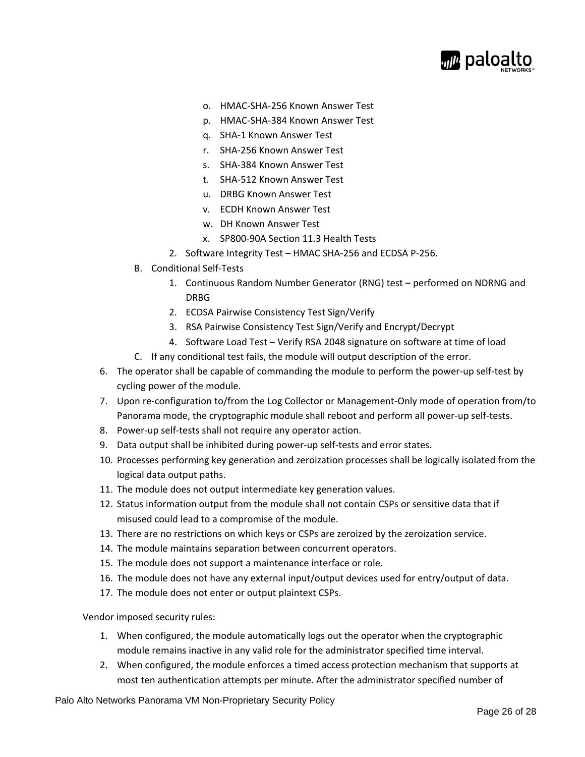o. HMAC-SHA-256 Known Answer Test
   p. HMAC-SHA-384 Known Answer Test
   q. SHA-1 Known Answer Test
   r. SHA-256 Known Answer Test
   s. SHA-384 Known Answer Test
   t. SHA-512 Known Answer Test
   u. DRBG Known Answer Test
   v. ECDH Known Answer Test
   w. DH Known Answer Test
   x. SP800-90A Section 11.3 Health Tests

   2. Software Integrity Test – HMAC SHA-256 and ECDSA P-256.

B. Conditional Self-Tests
   1. Continuous Random Number Generator (RNG) test – performed on NDRNG and DRBG
   2. ECDSA Pairwise Consistency Test Sign/Verify
   3. RSA Pairwise Consistency Test Sign/Verify and Encrypt/Decrypt
   4. Software Load Test – Verify RSA 2048 signature on software at time of load

C. If any conditional test fails, the module will output description of the error.

6. The operator shall be capable of commanding the module to perform the power-up self-test by cycling power of the module.
7. Upon re-configuration to/from the Log Collector or Management-Only mode of operation from/to Panorama mode, the cryptographic module shall reboot and perform all power-up self-tests.
8. Power-up self-tests shall not require any operator action.
9. Data output shall be inhibited during power-up self-tests and error states.
10. Processes performing key generation and zeroization processes shall be logically isolated from the logical data output paths.
11. The module does not output intermediate key generation values.
12. Status information output from the module shall not contain CSPs or sensitive data that if misused could lead to a compromise of the module.
13. There are no restrictions on which keys or CSPs are zeroized by the zeroization service.
14. The module maintains separation between concurrent operators.
15. The module does not support a maintenance interface or role.
16. The module does not have any external input/output devices used for entry/output of data.
17. The module does not enter or output plaintext CSPs.

Vendor imposed security rules:

1. When configured, the module automatically logs out the operator when the cryptographic module remains inactive in any valid role for the administrator specified time interval.
2. When configured, the module enforces a timed access protection mechanism that supports at most ten authentication attempts per minute. After the administrator specified number of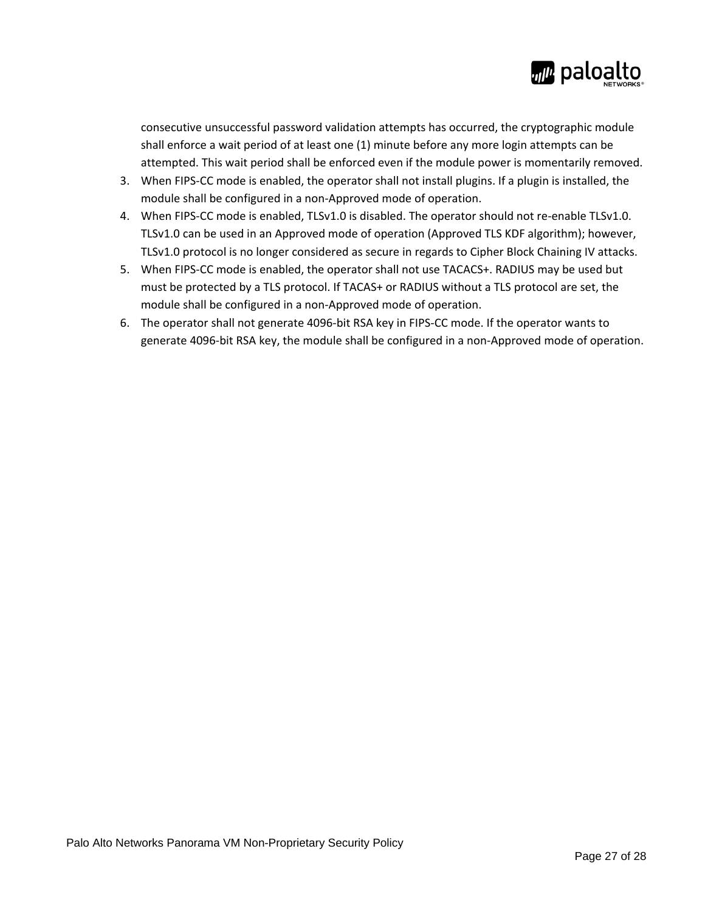consecutive unsuccessful password validation attempts has occurred, the cryptographic module shall enforce a wait period of at least one (1) minute before any more login attempts can be attempted. This wait period shall be enforced even if the module power is momentarily removed.

3. When FIPS-CC mode is enabled, the operator shall not install plugins. If a plugin is installed, the module shall be configured in a non-Approved mode of operation.
4. When FIPS-CC mode is enabled, TLSv1.0 is disabled. The operator should not re-enable TLSv1.0. TLSv1.0 can be used in an Approved mode of operation (Approved TLS KDF algorithm); however, TLSv1.0 protocol is no longer considered as secure in regards to Cipher Block Chaining IV attacks.
5. When FIPS-CC mode is enabled, the operator shall not use TACACS+. RADIUS may be used but must be protected by a TLS protocol. If TACAS+ or RADIUS without a TLS protocol are set, the module shall be configured in a non-Approved mode of operation.
6. The operator shall not generate 4096-bit RSA key in FIPS-CC mode. If the operator wants to generate 4096-bit RSA key, the module shall be configured in a non-Approved mode of operation.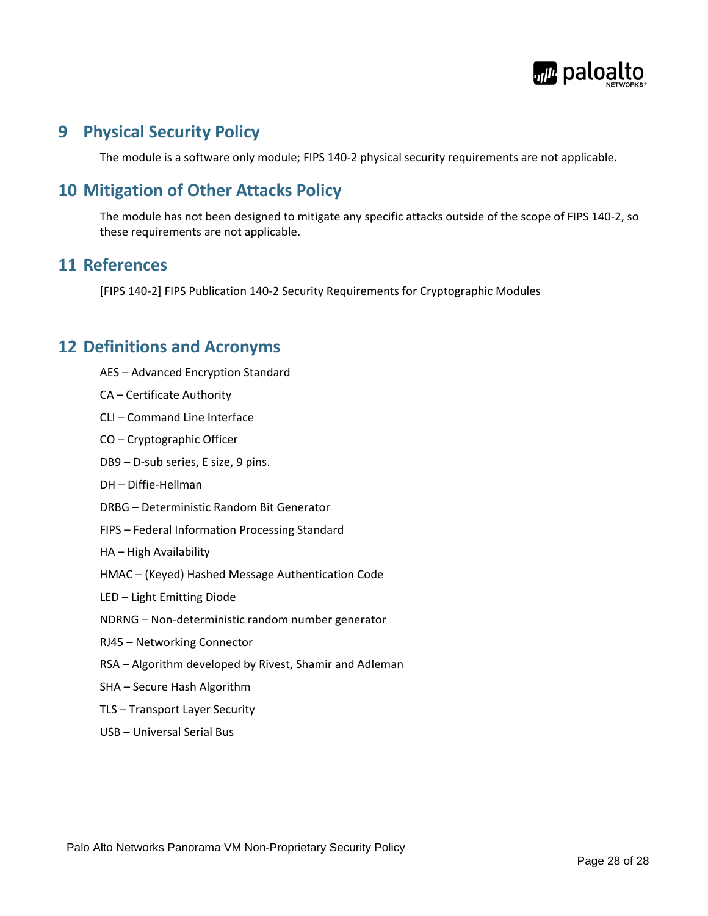## 9 Physical Security Policy

The module is a software only module; FIPS 140-2 physical security requirements are not applicable.

## 10 Mitigation of Other Attacks Policy

The module has not been designed to mitigate any specific attacks outside of the scope of FIPS 140-2, so these requirements are not applicable.

## 11 References

[FIPS 140-2] FIPS Publication 140-2 Security Requirements for Cryptographic Modules

## 12 Definitions and Acronyms

AES – Advanced Encryption Standard

CA – Certificate Authority

CLI – Command Line Interface

CO – Cryptographic Officer

DB9 – D-sub series, E size, 9 pins.

DH – Diffie-Hellman

DRBG – Deterministic Random Bit Generator

FIPS – Federal Information Processing Standard

HA – High Availability

HMAC – (Keyed) Hashed Message Authentication Code

LED – Light Emitting Diode

NDRNG – Non-deterministic random number generator

RJ45 – Networking Connector

RSA – Algorithm developed by Rivest, Shamir and Adleman

SHA – Secure Hash Algorithm

TLS – Transport Layer Security

USB – Universal Serial Bus